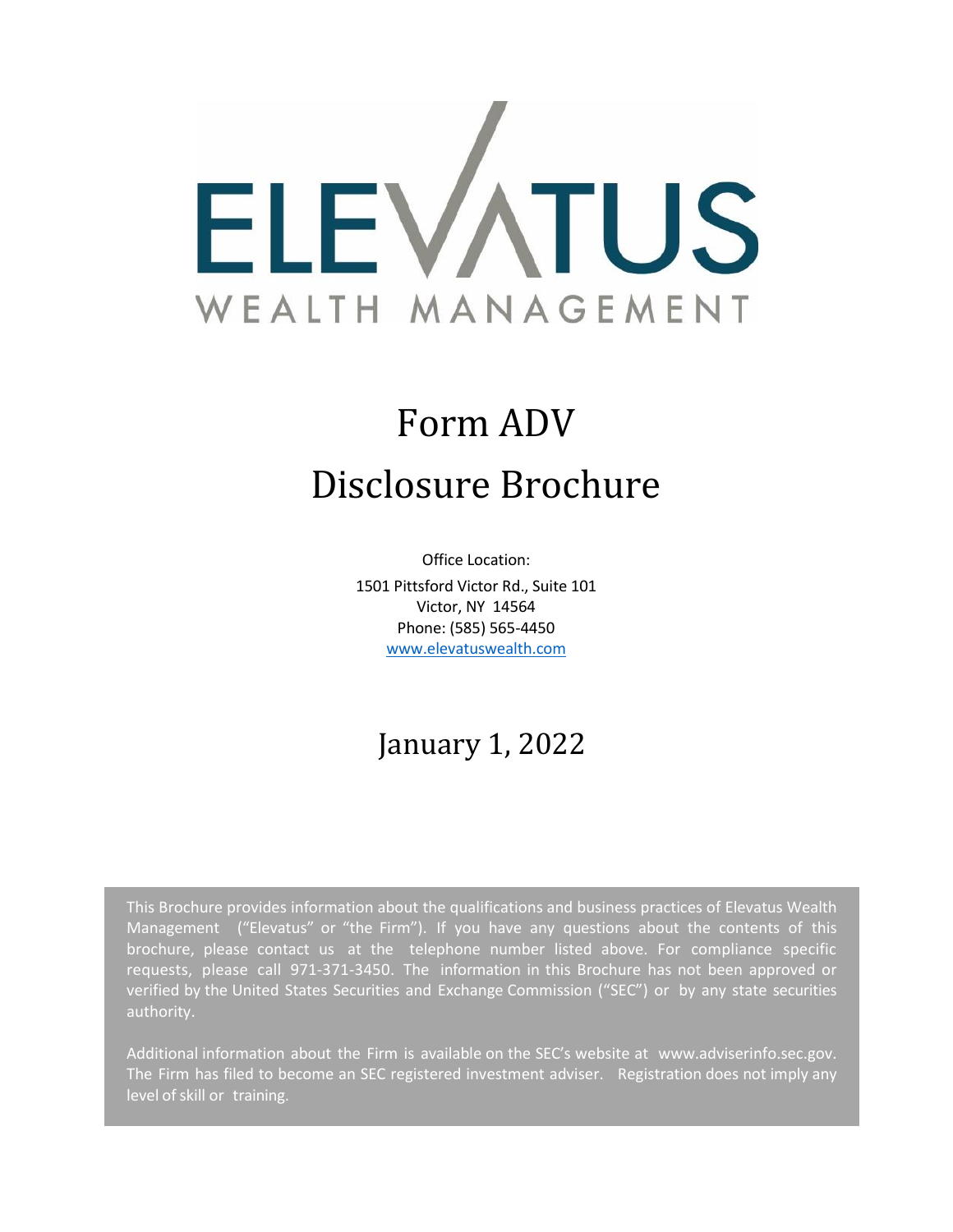# ELEVATUS

WEALTH MANAGEMENT

# Form ADV

# Disclosure Brochure

Office Location:

1501 Pittsford Victor Rd., Suite 101

Victor, NY 14564

Phone: (585) 565-4450

www.elevatuswealth.com

## January 1, 2022

This Brochure provides information about the qualifications and business practices of Elevatus Wealth Management ("Elevatus" or "the Firm"). If you have any questions about the contents of this brochure, please contact us at the telephone number listed above. For compliance specific requests, please call 971-371-3450. The information in this Brochure has not been approved or verified by the United States Securities and Exchange Commission ("SEC") or by any state securities authority.

Additional information about the Firm is available on the SEC's website at www.adviserinfo.sec.gov. The Firm has filed to become an SEC registered investment adviser. Registration does not imply any level of skill or training.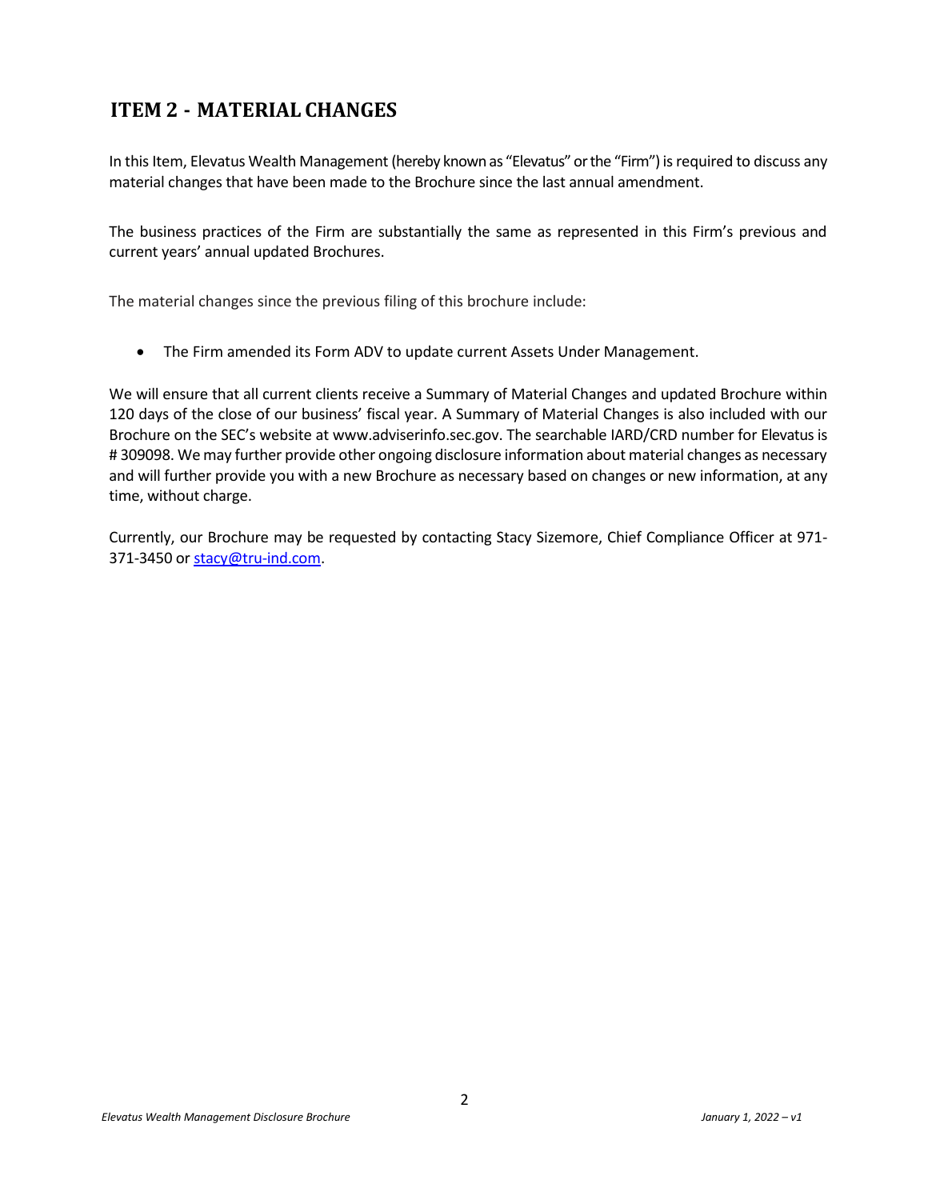## ITEM 2 - MATERIAL CHANGES

In this Item, Elevatus Wealth Management (hereby known as "Elevatus" or the "Firm") is required to discuss any material changes that have been made to the Brochure since the last annual amendment.

The business practices of the Firm are substantially the same as represented in this Firm's previous and current years' annual updated Brochures.

The material changes since the previous filing of this brochure include:

- The Firm amended its Form ADV to update current Assets Under Management.

We will ensure that all current clients receive a Summary of Material Changes and updated Brochure within 120 days of the close of our business' fiscal year. A Summary of Material Changes is also included with our Brochure on the SEC's website at www.adviserinfo.sec.gov. The searchable IARD/CRD number for Elevatus is # 309098. We may further provide other ongoing disclosure information about material changes as necessary and will further provide you with a new Brochure as necessary based on changes or new information, at any time, without charge.

Currently, our Brochure may be requested by contacting Stacy Sizemore, Chief Compliance Officer at 971-371-3450 or stacy@tru-ind.com.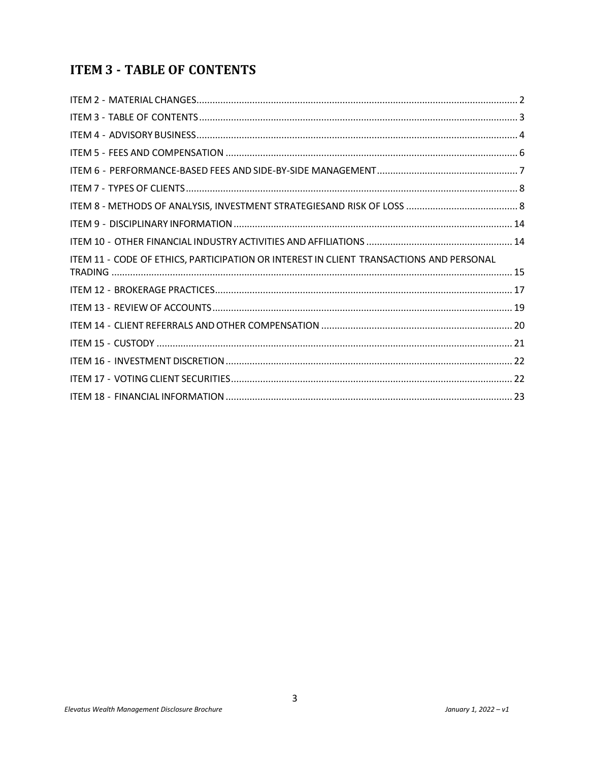## ITEM 3 - TABLE OF CONTENTS

ITEM 2 - MATERIAL CHANGES........................................................................................................................ 2

ITEM 3 - TABLE OF CONTENTS....................................................................................................................... 3

ITEM 4 - ADVISORY BUSINESS........................................................................................................................ 4

ITEM 5 - FEES AND COMPENSATION ............................................................................................................. 6

ITEM 6 - PERFORMANCE-BASED FEES AND SIDE-BY-SIDE MANAGEMENT..................................................... 7

ITEM 7 - TYPES OF CLIENTS............................................................................................................................ 8

ITEM 8 - METHODS OF ANALYSIS, INVESTMENT STRATEGIESAND RISK OF LOSS .......................................... 8

ITEM 9 - DISCIPLINARY INFORMATION ......................................................................................................... 14

ITEM 10 - OTHER FINANCIAL INDUSTRY ACTIVITIES AND AFFILIATIONS ....................................................... 14

ITEM 11 - CODE OF ETHICS, PARTICIPATION OR INTEREST IN CLIENT TRANSACTIONS AND PERSONAL TRADING ...................................................................................................................................................... 15

ITEM 12 - BROKERAGE PRACTICES................................................................................................................ 17

ITEM 13 - REVIEW OF ACCOUNTS................................................................................................................. 19

ITEM 14 - CLIENT REFERRALS AND OTHER COMPENSATION ........................................................................ 20

ITEM 15 - CUSTODY ...................................................................................................................................... 21

ITEM 16 - INVESTMENT DISCRETION ............................................................................................................ 22

ITEM 17 - VOTING CLIENT SECURITIES.......................................................................................................... 22

ITEM 18 - FINANCIAL INFORMATION ............................................................................................................ 23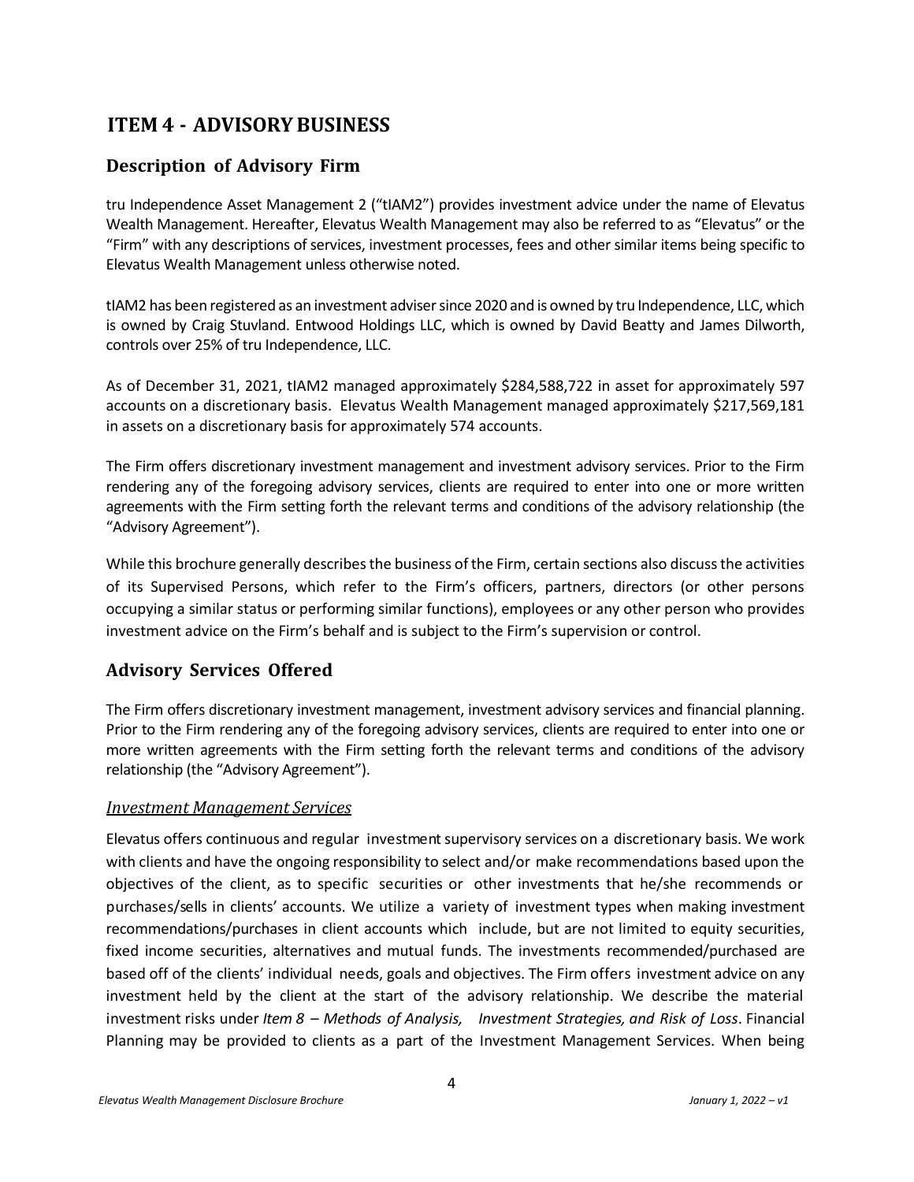# ITEM 4 - ADVISORY BUSINESS

## Description of Advisory Firm

tru Independence Asset Management 2 ("tIAM2") provides investment advice under the name of Elevatus Wealth Management. Hereafter, Elevatus Wealth Management may also be referred to as "Elevatus" or the "Firm" with any descriptions of services, investment processes, fees and other similar items being specific to Elevatus Wealth Management unless otherwise noted.

tIAM2 has been registered as an investment adviser since 2020 and is owned by tru Independence, LLC, which is owned by Craig Stuvland. Entwood Holdings LLC, which is owned by David Beatty and James Dilworth, controls over 25% of tru Independence, LLC.

As of December 31, 2021, tIAM2 managed approximately $284,588,722 in asset for approximately 597 accounts on a discretionary basis. Elevatus Wealth Management managed approximately $217,569,181 in assets on a discretionary basis for approximately 574 accounts.

The Firm offers discretionary investment management and investment advisory services. Prior to the Firm rendering any of the foregoing advisory services, clients are required to enter into one or more written agreements with the Firm setting forth the relevant terms and conditions of the advisory relationship (the "Advisory Agreement").

While this brochure generally describes the business of the Firm, certain sections also discuss the activities of its Supervised Persons, which refer to the Firm's officers, partners, directors (or other persons occupying a similar status or performing similar functions), employees or any other person who provides investment advice on the Firm's behalf and is subject to the Firm's supervision or control.

## Advisory Services Offered

The Firm offers discretionary investment management, investment advisory services and financial planning. Prior to the Firm rendering any of the foregoing advisory services, clients are required to enter into one or more written agreements with the Firm setting forth the relevant terms and conditions of the advisory relationship (the "Advisory Agreement").

### *Investment Management Services*

Elevatus offers continuous and regular investment supervisory services on a discretionary basis. We work with clients and have the ongoing responsibility to select and/or make recommendations based upon the objectives of the client, as to specific securities or other investments that he/she recommends or purchases/sells in clients' accounts. We utilize a variety of investment types when making investment recommendations/purchases in client accounts which include, but are not limited to equity securities, fixed income securities, alternatives and mutual funds. The investments recommended/purchased are based off of the clients' individual needs, goals and objectives. The Firm offers investment advice on any investment held by the client at the start of the advisory relationship. We describe the material investment risks under *Item 8 – Methods of Analysis, Investment Strategies, and Risk of Loss*. Financial Planning may be provided to clients as a part of the Investment Management Services. When being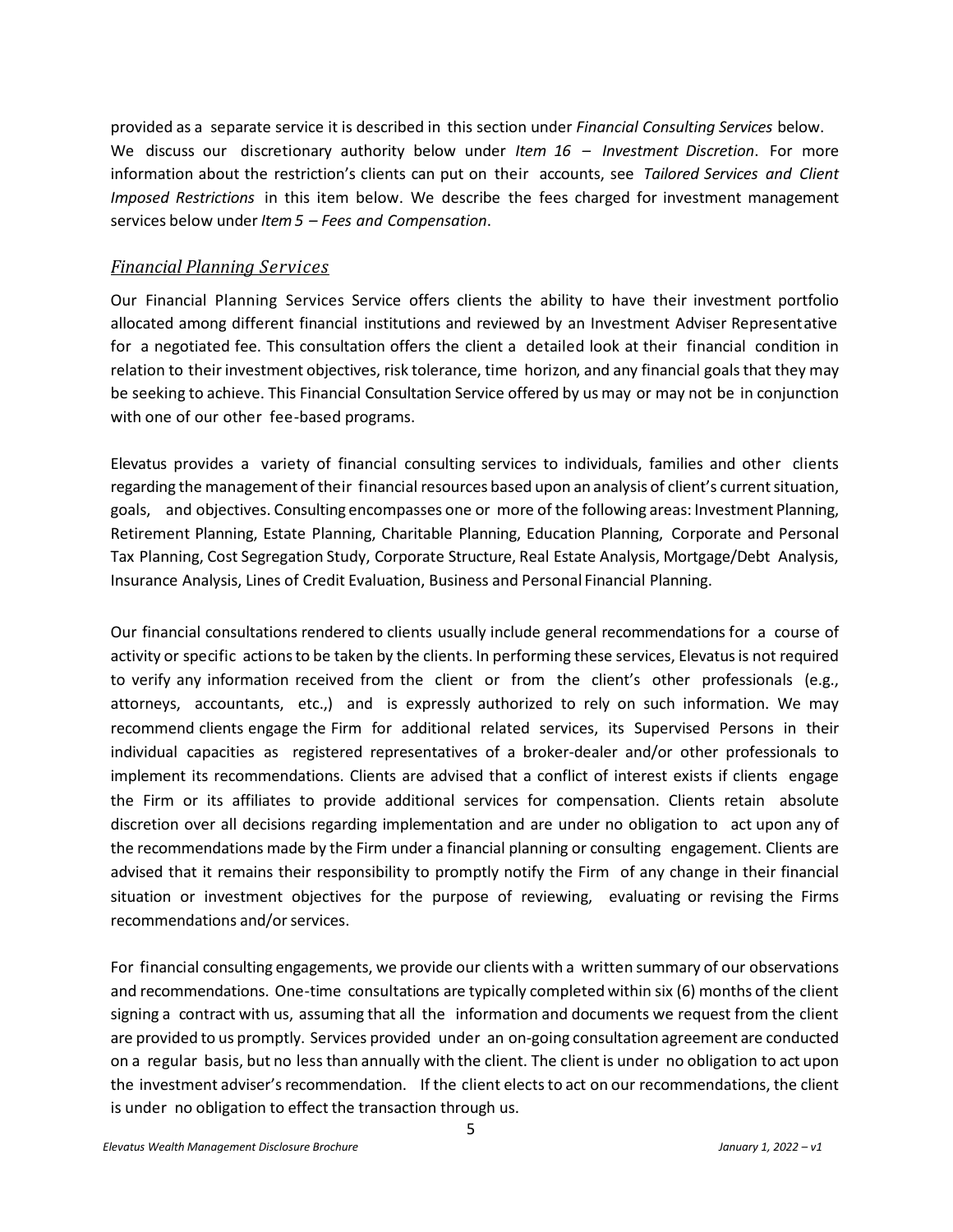provided as a separate service it is described in this section under *Financial Consulting Services* below. We discuss our discretionary authority below under *Item 16 – Investment Discretion*. For more information about the restriction's clients can put on their accounts, see *Tailored Services and Client Imposed Restrictions* in this item below. We describe the fees charged for investment management services below under *Item 5 – Fees and Compensation*.

### *Financial Planning Services*

Our Financial Planning Services Service offers clients the ability to have their investment portfolio allocated among different financial institutions and reviewed by an Investment Adviser Representative for a negotiated fee. This consultation offers the client a detailed look at their financial condition in relation to their investment objectives, risk tolerance, time horizon, and any financial goals that they may be seeking to achieve. This Financial Consultation Service offered by us may or may not be in conjunction with one of our other fee-based programs.

Elevatus provides a variety of financial consulting services to individuals, families and other clients regarding the management of their financial resources based upon an analysis of client's current situation, goals, and objectives. Consulting encompasses one or more of the following areas: Investment Planning, Retirement Planning, Estate Planning, Charitable Planning, Education Planning, Corporate and Personal Tax Planning, Cost Segregation Study, Corporate Structure, Real Estate Analysis, Mortgage/Debt Analysis, Insurance Analysis, Lines of Credit Evaluation, Business and Personal Financial Planning.

Our financial consultations rendered to clients usually include general recommendations for a course of activity or specific actions to be taken by the clients. In performing these services, Elevatus is not required to verify any information received from the client or from the client's other professionals (e.g., attorneys, accountants, etc.,) and is expressly authorized to rely on such information. We may recommend clients engage the Firm for additional related services, its Supervised Persons in their individual capacities as registered representatives of a broker-dealer and/or other professionals to implement its recommendations. Clients are advised that a conflict of interest exists if clients engage the Firm or its affiliates to provide additional services for compensation. Clients retain absolute discretion over all decisions regarding implementation and are under no obligation to act upon any of the recommendations made by the Firm under a financial planning or consulting engagement. Clients are advised that it remains their responsibility to promptly notify the Firm of any change in their financial situation or investment objectives for the purpose of reviewing, evaluating or revising the Firms recommendations and/or services.

For financial consulting engagements, we provide our clients with a written summary of our observations and recommendations. One-time consultations are typically completed within six (6) months of the client signing a contract with us, assuming that all the information and documents we request from the client are provided to us promptly. Services provided under an on-going consultation agreement are conducted on a regular basis, but no less than annually with the client. The client is under no obligation to act upon the investment adviser's recommendation. If the client elects to act on our recommendations, the client is under no obligation to effect the transaction through us.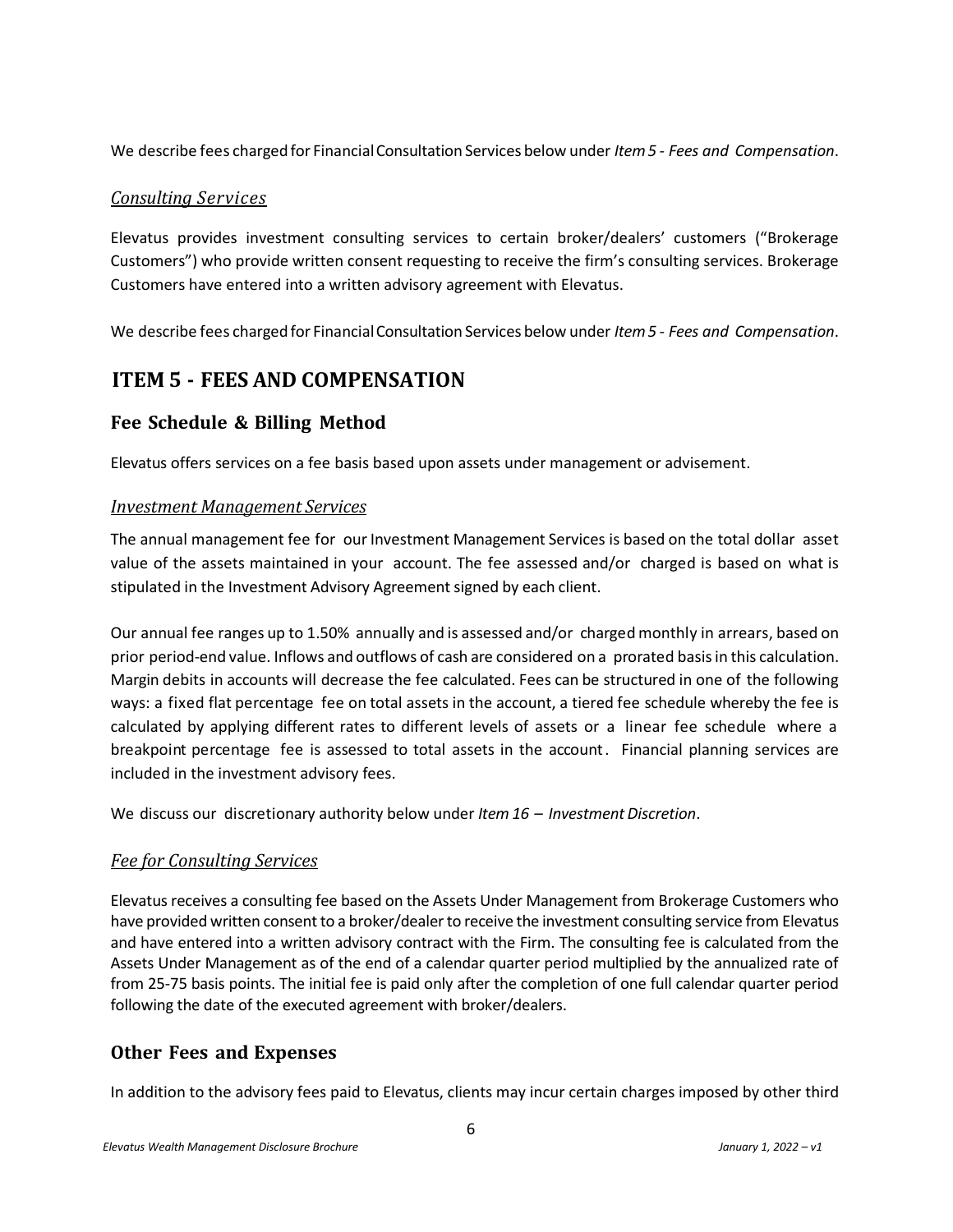We describe fees charged for Financial Consultation Services below under *Item 5 - Fees and Compensation*.

### *Consulting Services*

Elevatus provides investment consulting services to certain broker/dealers' customers ("Brokerage Customers") who provide written consent requesting to receive the firm's consulting services. Brokerage Customers have entered into a written advisory agreement with Elevatus.

We describe fees charged for Financial Consultation Services below under *Item 5 - Fees and Compensation*.

# ITEM 5 - FEES AND COMPENSATION

## Fee Schedule & Billing Method

Elevatus offers services on a fee basis based upon assets under management or advisement.

### *Investment Management Services*

The annual management fee for our Investment Management Services is based on the total dollar asset value of the assets maintained in your account. The fee assessed and/or charged is based on what is stipulated in the Investment Advisory Agreement signed by each client.

Our annual fee ranges up to 1.50% annually and is assessed and/or charged monthly in arrears, based on prior period-end value. Inflows and outflows of cash are considered on a prorated basis in this calculation. Margin debits in accounts will decrease the fee calculated. Fees can be structured in one of the following ways: a fixed flat percentage fee on total assets in the account, a tiered fee schedule whereby the fee is calculated by applying different rates to different levels of assets or a linear fee schedule where a breakpoint percentage fee is assessed to total assets in the account. Financial planning services are included in the investment advisory fees.

We discuss our discretionary authority below under *Item 16 – Investment Discretion*.

### *Fee for Consulting Services*

Elevatus receives a consulting fee based on the Assets Under Management from Brokerage Customers who have provided written consent to a broker/dealer to receive the investment consulting service from Elevatus and have entered into a written advisory contract with the Firm. The consulting fee is calculated from the Assets Under Management as of the end of a calendar quarter period multiplied by the annualized rate of from 25-75 basis points. The initial fee is paid only after the completion of one full calendar quarter period following the date of the executed agreement with broker/dealers.

## Other Fees and Expenses

In addition to the advisory fees paid to Elevatus, clients may incur certain charges imposed by other third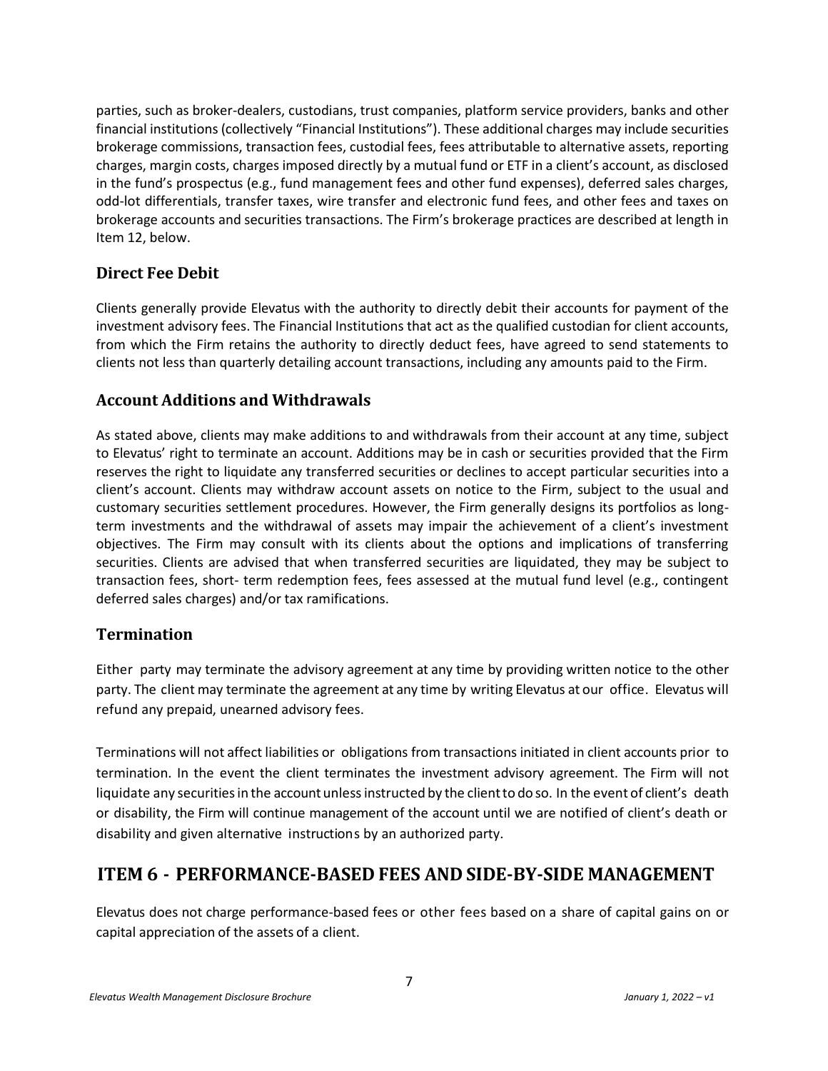parties, such as broker-dealers, custodians, trust companies, platform service providers, banks and other financial institutions (collectively "Financial Institutions"). These additional charges may include securities brokerage commissions, transaction fees, custodial fees, fees attributable to alternative assets, reporting charges, margin costs, charges imposed directly by a mutual fund or ETF in a client's account, as disclosed in the fund's prospectus (e.g., fund management fees and other fund expenses), deferred sales charges, odd-lot differentials, transfer taxes, wire transfer and electronic fund fees, and other fees and taxes on brokerage accounts and securities transactions. The Firm's brokerage practices are described at length in Item 12, below.

## Direct Fee Debit

Clients generally provide Elevatus with the authority to directly debit their accounts for payment of the investment advisory fees. The Financial Institutions that act as the qualified custodian for client accounts, from which the Firm retains the authority to directly deduct fees, have agreed to send statements to clients not less than quarterly detailing account transactions, including any amounts paid to the Firm.

## Account Additions and Withdrawals

As stated above, clients may make additions to and withdrawals from their account at any time, subject to Elevatus' right to terminate an account. Additions may be in cash or securities provided that the Firm reserves the right to liquidate any transferred securities or declines to accept particular securities into a client's account. Clients may withdraw account assets on notice to the Firm, subject to the usual and customary securities settlement procedures. However, the Firm generally designs its portfolios as long-term investments and the withdrawal of assets may impair the achievement of a client's investment objectives. The Firm may consult with its clients about the options and implications of transferring securities. Clients are advised that when transferred securities are liquidated, they may be subject to transaction fees, short- term redemption fees, fees assessed at the mutual fund level (e.g., contingent deferred sales charges) and/or tax ramifications.

## Termination

Either party may terminate the advisory agreement at any time by providing written notice to the other party. The client may terminate the agreement at any time by writing Elevatus at our office. Elevatus will refund any prepaid, unearned advisory fees.

Terminations will not affect liabilities or obligations from transactions initiated in client accounts prior to termination. In the event the client terminates the investment advisory agreement. The Firm will not liquidate any securities in the account unless instructed by the client to do so. In the event of client's death or disability, the Firm will continue management of the account until we are notified of client's death or disability and given alternative instructions by an authorized party.

# ITEM 6 - PERFORMANCE-BASED FEES AND SIDE-BY-SIDE MANAGEMENT

Elevatus does not charge performance-based fees or other fees based on a share of capital gains on or capital appreciation of the assets of a client.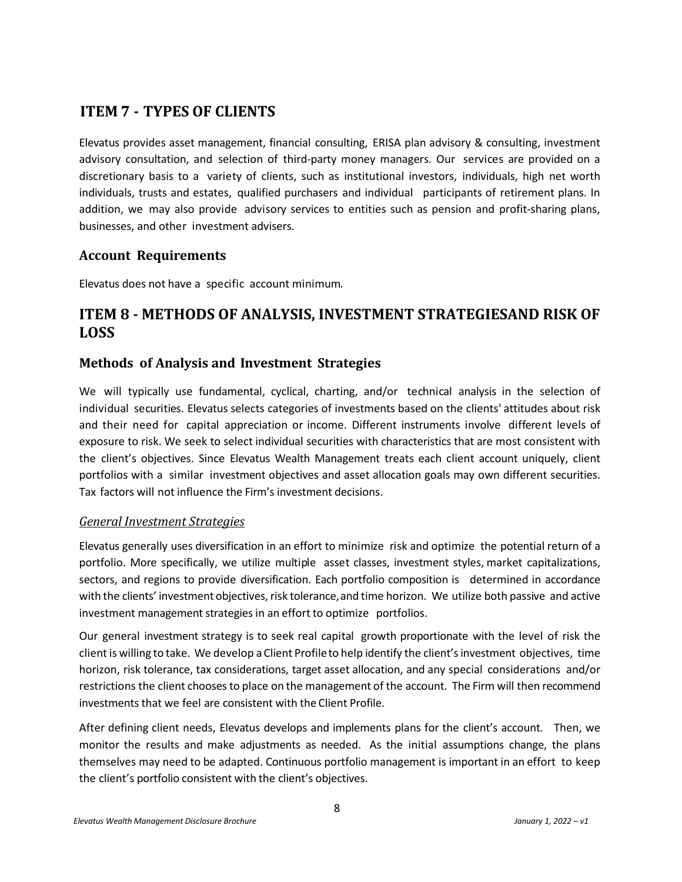## ITEM 7 - TYPES OF CLIENTS

Elevatus provides asset management, financial consulting, ERISA plan advisory & consulting, investment advisory consultation, and selection of third-party money managers. Our services are provided on a discretionary basis to a variety of clients, such as institutional investors, individuals, high net worth individuals, trusts and estates, qualified purchasers and individual participants of retirement plans. In addition, we may also provide advisory services to entities such as pension and profit-sharing plans, businesses, and other investment advisers.

### Account Requirements

Elevatus does not have a specific account minimum.

## ITEM 8 - METHODS OF ANALYSIS, INVESTMENT STRATEGIESAND RISK OF LOSS

### Methods of Analysis and Investment Strategies

We will typically use fundamental, cyclical, charting, and/or technical analysis in the selection of individual securities. Elevatus selects categories of investments based on the clients' attitudes about risk and their need for capital appreciation or income. Different instruments involve different levels of exposure to risk. We seek to select individual securities with characteristics that are most consistent with the client's objectives. Since Elevatus Wealth Management treats each client account uniquely, client portfolios with a similar investment objectives and asset allocation goals may own different securities. Tax factors will not influence the Firm's investment decisions.

#### *General Investment Strategies*

Elevatus generally uses diversification in an effort to minimize risk and optimize the potential return of a portfolio. More specifically, we utilize multiple asset classes, investment styles, market capitalizations, sectors, and regions to provide diversification. Each portfolio composition is determined in accordance with the clients' investment objectives, risk tolerance, and time horizon. We utilize both passive and active investment management strategies in an effort to optimize portfolios.

Our general investment strategy is to seek real capital growth proportionate with the level of risk the client is willing to take. We develop a Client Profile to help identify the client's investment objectives, time horizon, risk tolerance, tax considerations, target asset allocation, and any special considerations and/or restrictions the client chooses to place on the management of the account. The Firm will then recommend investments that we feel are consistent with the Client Profile.

After defining client needs, Elevatus develops and implements plans for the client's account. Then, we monitor the results and make adjustments as needed. As the initial assumptions change, the plans themselves may need to be adapted. Continuous portfolio management is important in an effort to keep the client's portfolio consistent with the client's objectives.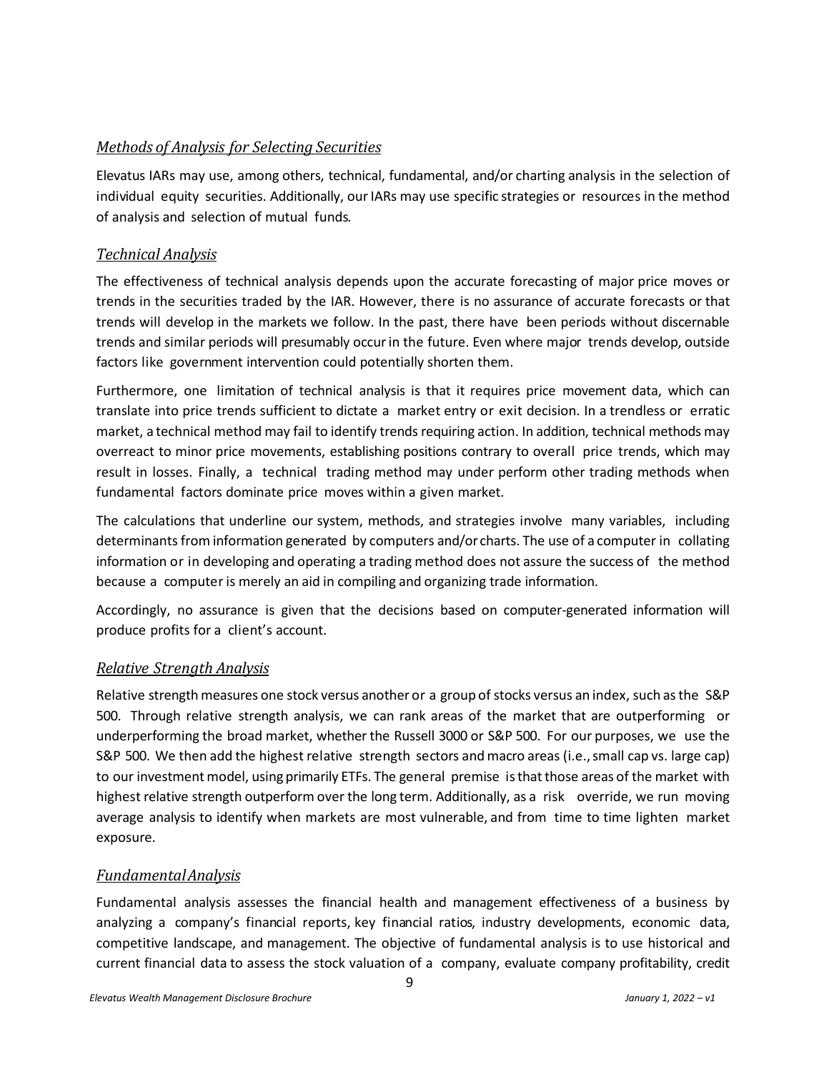### *Methods of Analysis for Selecting Securities*

Elevatus IARs may use, among others, technical, fundamental, and/or charting analysis in the selection of individual equity securities. Additionally, our IARs may use specific strategies or resources in the method of analysis and selection of mutual funds.

### *Technical Analysis*

The effectiveness of technical analysis depends upon the accurate forecasting of major price moves or trends in the securities traded by the IAR. However, there is no assurance of accurate forecasts or that trends will develop in the markets we follow. In the past, there have been periods without discernable trends and similar periods will presumably occur in the future. Even where major trends develop, outside factors like government intervention could potentially shorten them.

Furthermore, one limitation of technical analysis is that it requires price movement data, which can translate into price trends sufficient to dictate a market entry or exit decision. In a trendless or erratic market, a technical method may fail to identify trends requiring action. In addition, technical methods may overreact to minor price movements, establishing positions contrary to overall price trends, which may result in losses. Finally, a technical trading method may under perform other trading methods when fundamental factors dominate price moves within a given market.

The calculations that underline our system, methods, and strategies involve many variables, including determinants from information generated by computers and/or charts. The use of a computer in collating information or in developing and operating a trading method does not assure the success of the method because a computer is merely an aid in compiling and organizing trade information.

Accordingly, no assurance is given that the decisions based on computer-generated information will produce profits for a client's account.

### *Relative Strength Analysis*

Relative strength measures one stock versus another or a group of stocks versus an index, such as the S&P 500. Through relative strength analysis, we can rank areas of the market that are outperforming or underperforming the broad market, whether the Russell 3000 or S&P 500. For our purposes, we use the S&P 500. We then add the highest relative strength sectors and macro areas (i.e., small cap vs. large cap) to our investment model, using primarily ETFs. The general premise is that those areas of the market with highest relative strength outperform over the long term. Additionally, as a risk override, we run moving average analysis to identify when markets are most vulnerable, and from time to time lighten market exposure.

### *Fundamental Analysis*

Fundamental analysis assesses the financial health and management effectiveness of a business by analyzing a company's financial reports, key financial ratios, industry developments, economic data, competitive landscape, and management. The objective of fundamental analysis is to use historical and current financial data to assess the stock valuation of a company, evaluate company profitability, credit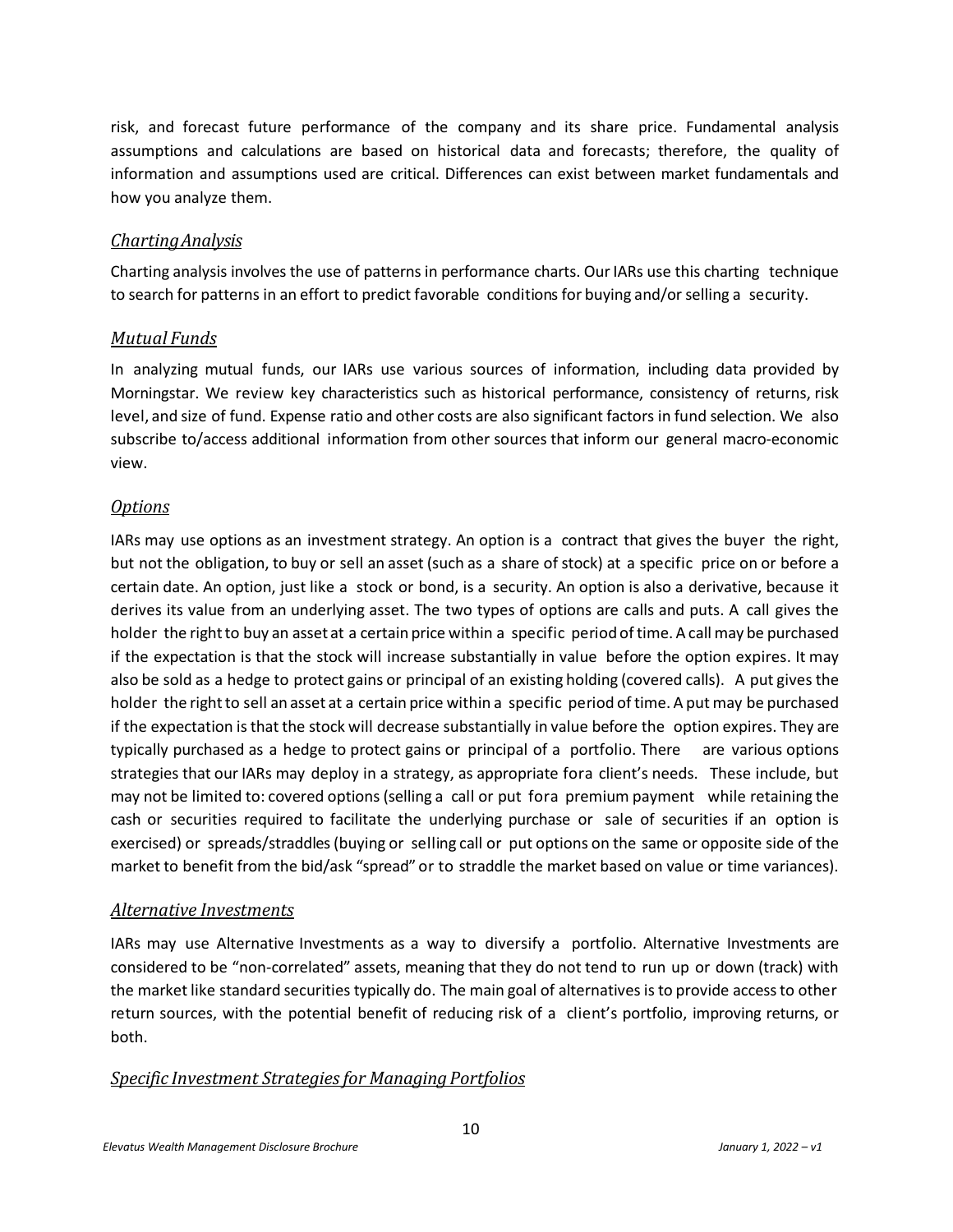risk, and forecast future performance of the company and its share price. Fundamental analysis assumptions and calculations are based on historical data and forecasts; therefore, the quality of information and assumptions used are critical. Differences can exist between market fundamentals and how you analyze them.

### *Charting Analysis*

Charting analysis involves the use of patterns in performance charts. Our IARs use this charting technique to search for patterns in an effort to predict favorable conditions for buying and/or selling a security.

### *Mutual Funds*

In analyzing mutual funds, our IARs use various sources of information, including data provided by Morningstar. We review key characteristics such as historical performance, consistency of returns, risk level, and size of fund. Expense ratio and other costs are also significant factors in fund selection. We also subscribe to/access additional information from other sources that inform our general macro-economic view.

### *Options*

IARs may use options as an investment strategy. An option is a contract that gives the buyer the right, but not the obligation, to buy or sell an asset (such as a share of stock) at a specific price on or before a certain date. An option, just like a stock or bond, is a security. An option is also a derivative, because it derives its value from an underlying asset. The two types of options are calls and puts. A call gives the holder the right to buy an asset at a certain price within a specific period of time. A call may be purchased if the expectation is that the stock will increase substantially in value before the option expires. It may also be sold as a hedge to protect gains or principal of an existing holding (covered calls). A put gives the holder the right to sell an asset at a certain price within a specific period of time. A put may be purchased if the expectation is that the stock will decrease substantially in value before the option expires. They are typically purchased as a hedge to protect gains or principal of a portfolio. There are various options strategies that our IARs may deploy in a strategy, as appropriate fora client's needs. These include, but may not be limited to: covered options (selling a call or put fora premium payment while retaining the cash or securities required to facilitate the underlying purchase or sale of securities if an option is exercised) or spreads/straddles (buying or selling call or put options on the same or opposite side of the market to benefit from the bid/ask "spread" or to straddle the market based on value or time variances).

### *Alternative Investments*

IARs may use Alternative Investments as a way to diversify a portfolio. Alternative Investments are considered to be "non-correlated" assets, meaning that they do not tend to run up or down (track) with the market like standard securities typically do. The main goal of alternatives is to provide access to other return sources, with the potential benefit of reducing risk of a client's portfolio, improving returns, or both.

### *Specific Investment Strategies for Managing Portfolios*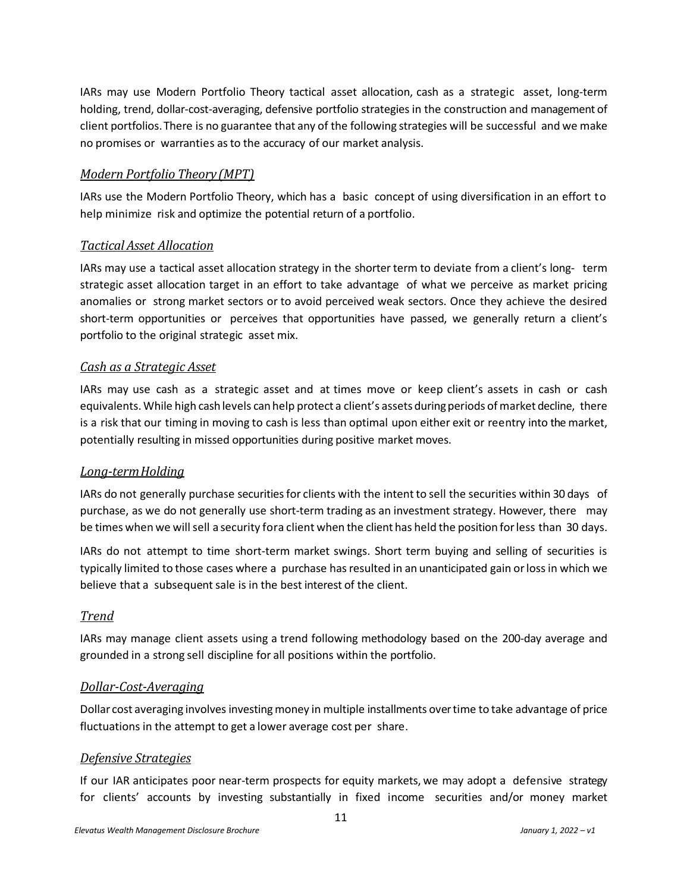IARs may use Modern Portfolio Theory tactical asset allocation, cash as a strategic asset, long-term holding, trend, dollar-cost-averaging, defensive portfolio strategies in the construction and management of client portfolios. There is no guarantee that any of the following strategies will be successful and we make no promises or warranties as to the accuracy of our market analysis.

### *Modern Portfolio Theory (MPT)*

IARs use the Modern Portfolio Theory, which has a basic concept of using diversification in an effort to help minimize risk and optimize the potential return of a portfolio.

### *Tactical Asset Allocation*

IARs may use a tactical asset allocation strategy in the shorter term to deviate from a client's long- term strategic asset allocation target in an effort to take advantage of what we perceive as market pricing anomalies or strong market sectors or to avoid perceived weak sectors. Once they achieve the desired short-term opportunities or perceives that opportunities have passed, we generally return a client's portfolio to the original strategic asset mix.

### *Cash as a Strategic Asset*

IARs may use cash as a strategic asset and at times move or keep client's assets in cash or cash equivalents. While high cash levels can help protect a client's assets during periods of market decline, there is a risk that our timing in moving to cash is less than optimal upon either exit or reentry into the market, potentially resulting in missed opportunities during positive market moves.

### *Long-term Holding*

IARs do not generally purchase securities for clients with the intent to sell the securities within 30 days of purchase, as we do not generally use short-term trading as an investment strategy. However, there may be times when we will sell a security for a client when the client has held the position for less than 30 days.

IARs do not attempt to time short-term market swings. Short term buying and selling of securities is typically limited to those cases where a purchase has resulted in an unanticipated gain or loss in which we believe that a subsequent sale is in the best interest of the client.

### *Trend*

IARs may manage client assets using a trend following methodology based on the 200-day average and grounded in a strong sell discipline for all positions within the portfolio.

### *Dollar-Cost-Averaging*

Dollar cost averaging involves investing money in multiple installments over time to take advantage of price fluctuations in the attempt to get a lower average cost per share.

### *Defensive Strategies*

If our IAR anticipates poor near-term prospects for equity markets, we may adopt a defensive strategy for clients' accounts by investing substantially in fixed income securities and/or money market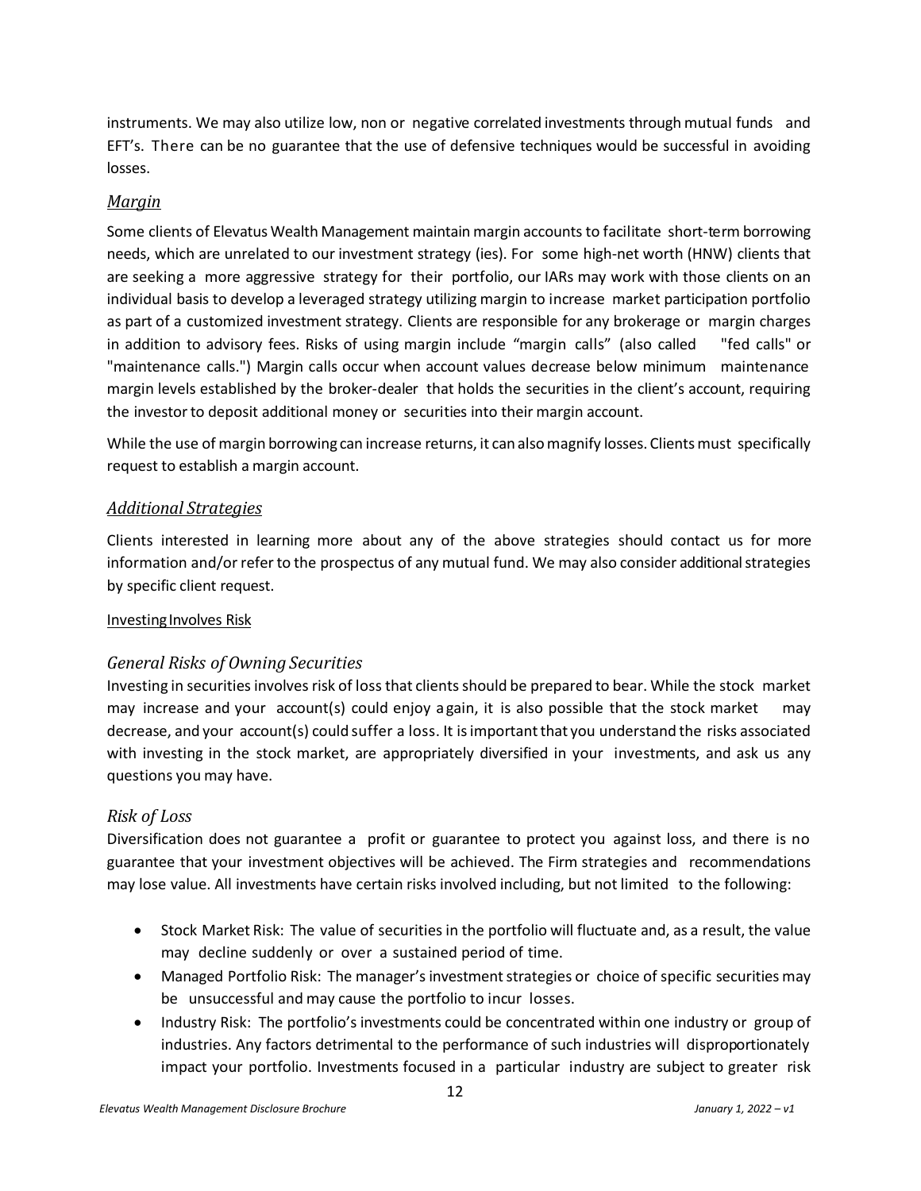instruments. We may also utilize low, non or negative correlated investments through mutual funds and EFT's. There can be no guarantee that the use of defensive techniques would be successful in avoiding losses.

### *Margin*

Some clients of Elevatus Wealth Management maintain margin accounts to facilitate short-term borrowing needs, which are unrelated to our investment strategy (ies). For some high-net worth (HNW) clients that are seeking a more aggressive strategy for their portfolio, our IARs may work with those clients on an individual basis to develop a leveraged strategy utilizing margin to increase market participation portfolio as part of a customized investment strategy. Clients are responsible for any brokerage or margin charges in addition to advisory fees. Risks of using margin include "margin calls" (also called "fed calls" or "maintenance calls.") Margin calls occur when account values decrease below minimum maintenance margin levels established by the broker-dealer that holds the securities in the client's account, requiring the investor to deposit additional money or securities into their margin account.

While the use of margin borrowing can increase returns, it can also magnify losses. Clients must specifically request to establish a margin account.

### *Additional Strategies*

Clients interested in learning more about any of the above strategies should contact us for more information and/or refer to the prospectus of any mutual fund. We may also consider additional strategies by specific client request.

Investing Involves Risk

### *General Risks of Owning Securities*

Investing in securities involves risk of loss that clients should be prepared to bear. While the stock market may increase and your account(s) could enjoy a gain, it is also possible that the stock market may decrease, and your account(s) could suffer a loss. It is important that you understand the risks associated with investing in the stock market, are appropriately diversified in your investments, and ask us any questions you may have.

### *Risk of Loss*

Diversification does not guarantee a profit or guarantee to protect you against loss, and there is no guarantee that your investment objectives will be achieved. The Firm strategies and recommendations may lose value. All investments have certain risks involved including, but not limited to the following:

- Stock Market Risk: The value of securities in the portfolio will fluctuate and, as a result, the value may decline suddenly or over a sustained period of time.
- Managed Portfolio Risk: The manager's investment strategies or choice of specific securities may be unsuccessful and may cause the portfolio to incur losses.
- Industry Risk: The portfolio's investments could be concentrated within one industry or group of industries. Any factors detrimental to the performance of such industries will disproportionately impact your portfolio. Investments focused in a particular industry are subject to greater risk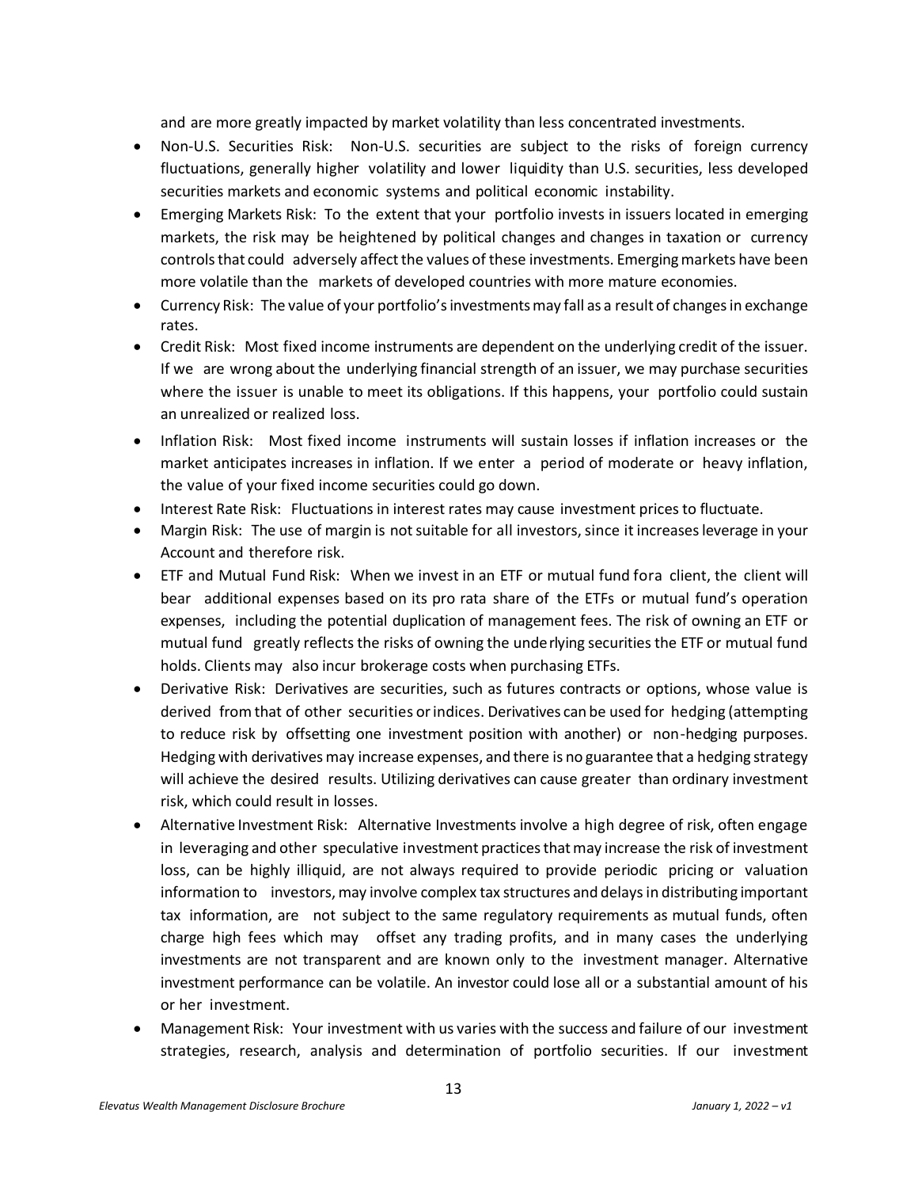and are more greatly impacted by market volatility than less concentrated investments.

- Non-U.S. Securities Risk: Non-U.S. securities are subject to the risks of foreign currency fluctuations, generally higher volatility and lower liquidity than U.S. securities, less developed securities markets and economic systems and political economic instability.
- Emerging Markets Risk: To the extent that your portfolio invests in issuers located in emerging markets, the risk may be heightened by political changes and changes in taxation or currency controls that could adversely affect the values of these investments. Emerging markets have been more volatile than the markets of developed countries with more mature economies.
- Currency Risk: The value of your portfolio's investments may fall as a result of changes in exchange rates.
- Credit Risk: Most fixed income instruments are dependent on the underlying credit of the issuer. If we are wrong about the underlying financial strength of an issuer, we may purchase securities where the issuer is unable to meet its obligations. If this happens, your portfolio could sustain an unrealized or realized loss.
- Inflation Risk: Most fixed income instruments will sustain losses if inflation increases or the market anticipates increases in inflation. If we enter a period of moderate or heavy inflation, the value of your fixed income securities could go down.
- Interest Rate Risk: Fluctuations in interest rates may cause investment prices to fluctuate.
- Margin Risk: The use of margin is not suitable for all investors, since it increases leverage in your Account and therefore risk.
- ETF and Mutual Fund Risk: When we invest in an ETF or mutual fund fora client, the client will bear additional expenses based on its pro rata share of the ETFs or mutual fund's operation expenses, including the potential duplication of management fees. The risk of owning an ETF or mutual fund greatly reflects the risks of owning the underlying securities the ETF or mutual fund holds. Clients may also incur brokerage costs when purchasing ETFs.
- Derivative Risk: Derivatives are securities, such as futures contracts or options, whose value is derived from that of other securities or indices. Derivatives can be used for hedging (attempting to reduce risk by offsetting one investment position with another) or non-hedging purposes. Hedging with derivatives may increase expenses, and there is no guarantee that a hedging strategy will achieve the desired results. Utilizing derivatives can cause greater than ordinary investment risk, which could result in losses.
- Alternative Investment Risk: Alternative Investments involve a high degree of risk, often engage in leveraging and other speculative investment practices that may increase the risk of investment loss, can be highly illiquid, are not always required to provide periodic pricing or valuation information to investors, may involve complex tax structures and delays in distributing important tax information, are not subject to the same regulatory requirements as mutual funds, often charge high fees which may offset any trading profits, and in many cases the underlying investments are not transparent and are known only to the investment manager. Alternative investment performance can be volatile. An investor could lose all or a substantial amount of his or her investment.
- Management Risk: Your investment with us varies with the success and failure of our investment strategies, research, analysis and determination of portfolio securities. If our investment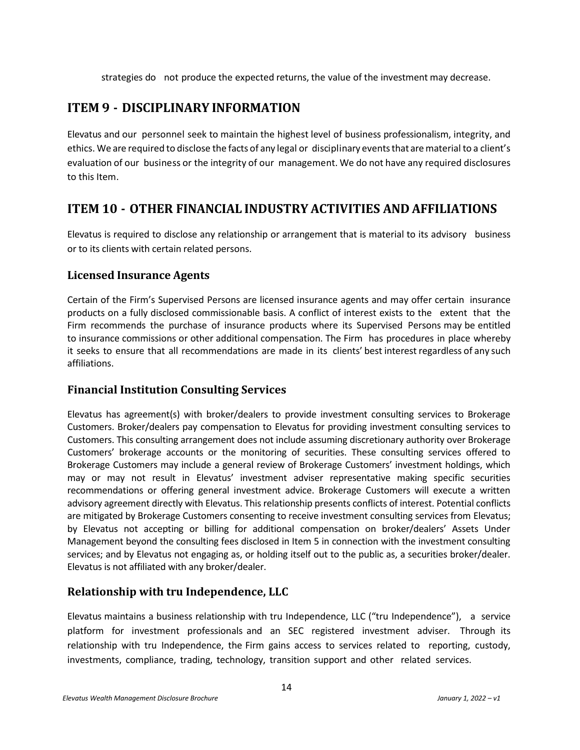strategies do not produce the expected returns, the value of the investment may decrease.

## ITEM 9 - DISCIPLINARY INFORMATION

Elevatus and our personnel seek to maintain the highest level of business professionalism, integrity, and ethics. We are required to disclose the facts of any legal or disciplinary events that are material to a client's evaluation of our business or the integrity of our management. We do not have any required disclosures to this Item.

## ITEM 10 - OTHER FINANCIAL INDUSTRY ACTIVITIES AND AFFILIATIONS

Elevatus is required to disclose any relationship or arrangement that is material to its advisory business or to its clients with certain related persons.

### Licensed Insurance Agents

Certain of the Firm's Supervised Persons are licensed insurance agents and may offer certain insurance products on a fully disclosed commissionable basis. A conflict of interest exists to the extent that the Firm recommends the purchase of insurance products where its Supervised Persons may be entitled to insurance commissions or other additional compensation. The Firm has procedures in place whereby it seeks to ensure that all recommendations are made in its clients' best interest regardless of any such affiliations.

### Financial Institution Consulting Services

Elevatus has agreement(s) with broker/dealers to provide investment consulting services to Brokerage Customers. Broker/dealers pay compensation to Elevatus for providing investment consulting services to Customers. This consulting arrangement does not include assuming discretionary authority over Brokerage Customers' brokerage accounts or the monitoring of securities. These consulting services offered to Brokerage Customers may include a general review of Brokerage Customers' investment holdings, which may or may not result in Elevatus' investment adviser representative making specific securities recommendations or offering general investment advice. Brokerage Customers will execute a written advisory agreement directly with Elevatus. This relationship presents conflicts of interest. Potential conflicts are mitigated by Brokerage Customers consenting to receive investment consulting services from Elevatus; by Elevatus not accepting or billing for additional compensation on broker/dealers' Assets Under Management beyond the consulting fees disclosed in Item 5 in connection with the investment consulting services; and by Elevatus not engaging as, or holding itself out to the public as, a securities broker/dealer. Elevatus is not affiliated with any broker/dealer.

### Relationship with tru Independence, LLC

Elevatus maintains a business relationship with tru Independence, LLC ("tru Independence"), a service platform for investment professionals and an SEC registered investment adviser. Through its relationship with tru Independence, the Firm gains access to services related to reporting, custody, investments, compliance, trading, technology, transition support and other related services.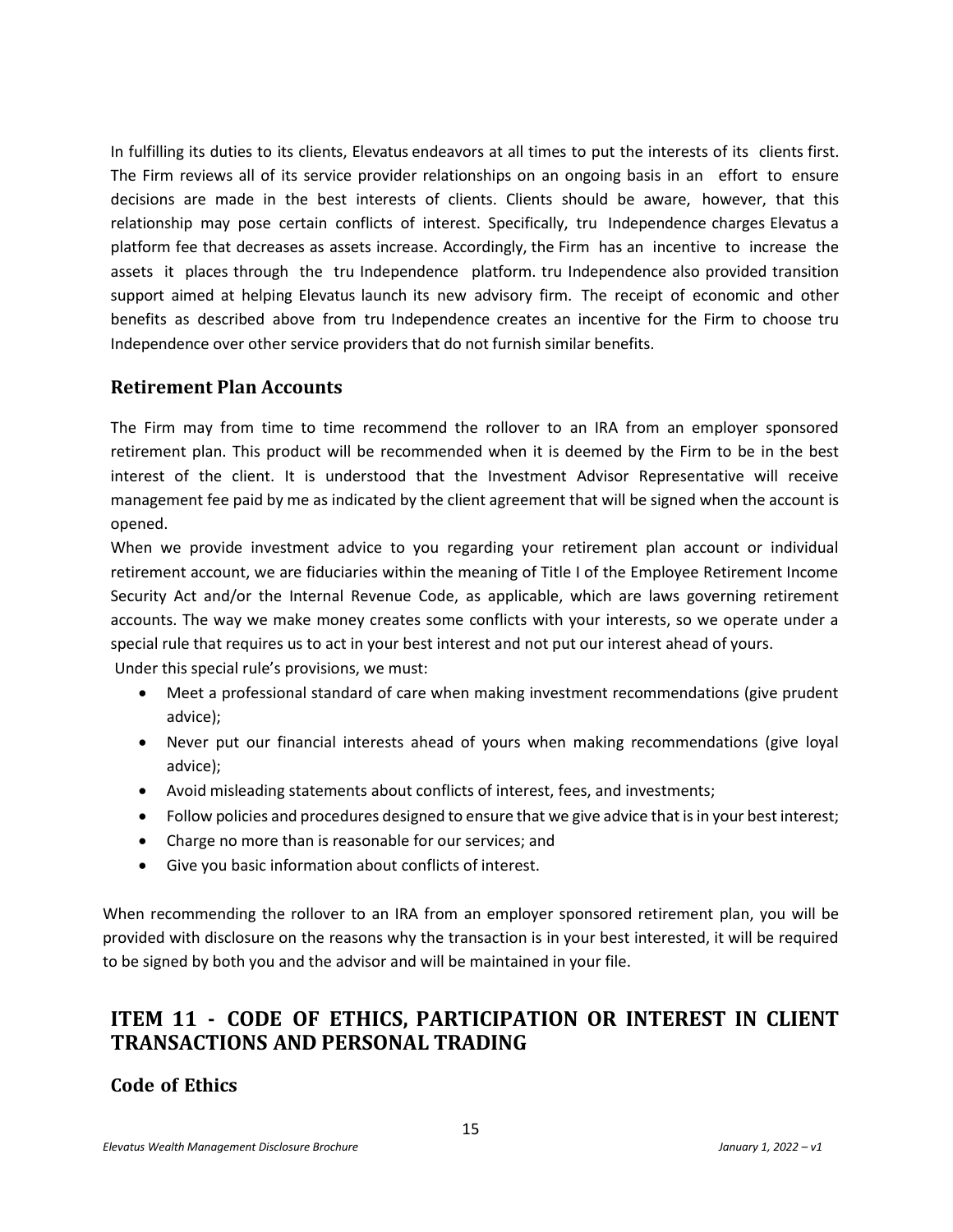In fulfilling its duties to its clients, Elevatus endeavors at all times to put the interests of its clients first. The Firm reviews all of its service provider relationships on an ongoing basis in an effort to ensure decisions are made in the best interests of clients. Clients should be aware, however, that this relationship may pose certain conflicts of interest. Specifically, tru Independence charges Elevatus a platform fee that decreases as assets increase. Accordingly, the Firm has an incentive to increase the assets it places through the tru Independence platform. tru Independence also provided transition support aimed at helping Elevatus launch its new advisory firm. The receipt of economic and other benefits as described above from tru Independence creates an incentive for the Firm to choose tru Independence over other service providers that do not furnish similar benefits.

### Retirement Plan Accounts

The Firm may from time to time recommend the rollover to an IRA from an employer sponsored retirement plan. This product will be recommended when it is deemed by the Firm to be in the best interest of the client. It is understood that the Investment Advisor Representative will receive management fee paid by me as indicated by the client agreement that will be signed when the account is opened.

When we provide investment advice to you regarding your retirement plan account or individual retirement account, we are fiduciaries within the meaning of Title I of the Employee Retirement Income Security Act and/or the Internal Revenue Code, as applicable, which are laws governing retirement accounts. The way we make money creates some conflicts with your interests, so we operate under a special rule that requires us to act in your best interest and not put our interest ahead of yours.

Under this special rule's provisions, we must:

- Meet a professional standard of care when making investment recommendations (give prudent advice);
- Never put our financial interests ahead of yours when making recommendations (give loyal advice);
- Avoid misleading statements about conflicts of interest, fees, and investments;
- Follow policies and procedures designed to ensure that we give advice that is in your best interest;
- Charge no more than is reasonable for our services; and
- Give you basic information about conflicts of interest.

When recommending the rollover to an IRA from an employer sponsored retirement plan, you will be provided with disclosure on the reasons why the transaction is in your best interested, it will be required to be signed by both you and the advisor and will be maintained in your file.

## ITEM 11 - CODE OF ETHICS, PARTICIPATION OR INTEREST IN CLIENT TRANSACTIONS AND PERSONAL TRADING

### Code of Ethics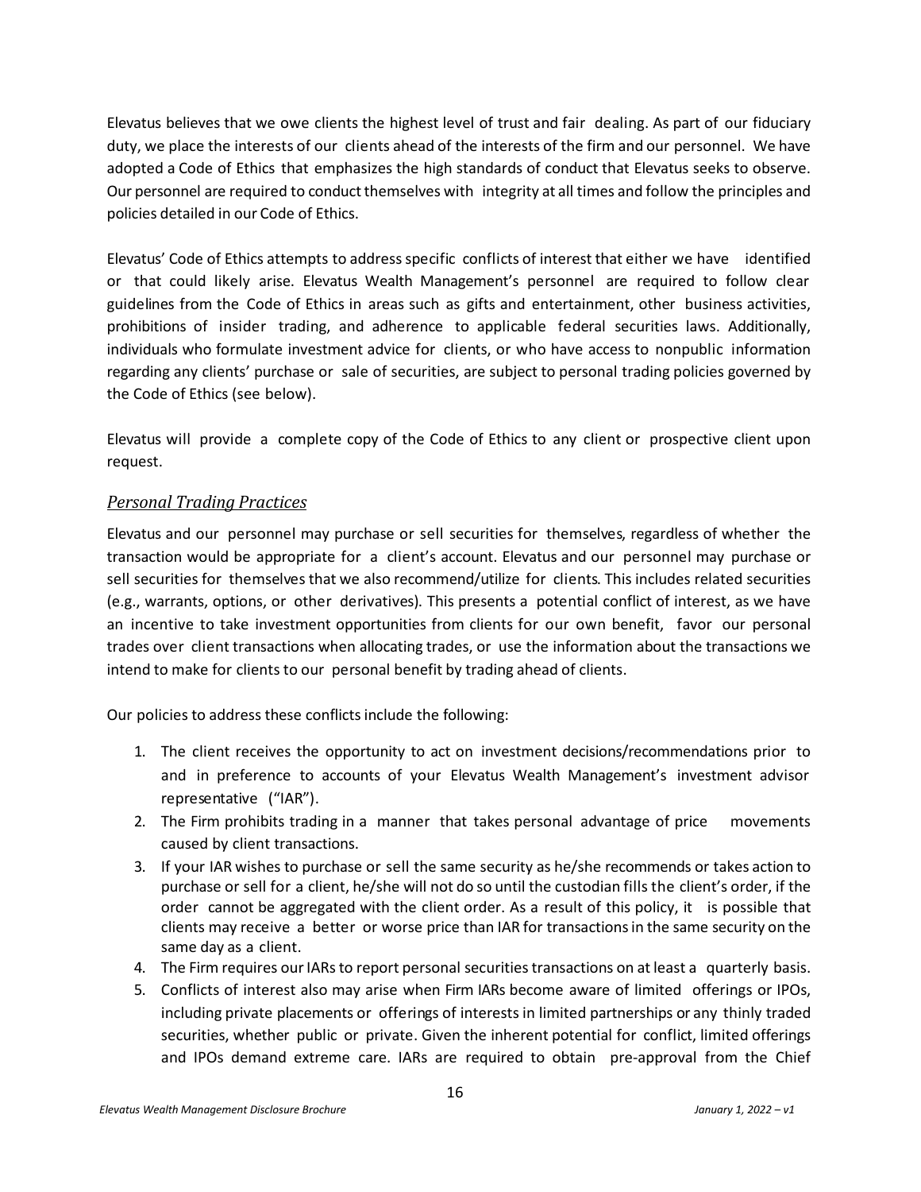Elevatus believes that we owe clients the highest level of trust and fair dealing. As part of our fiduciary duty, we place the interests of our clients ahead of the interests of the firm and our personnel. We have adopted a Code of Ethics that emphasizes the high standards of conduct that Elevatus seeks to observe. Our personnel are required to conduct themselves with integrity at all times and follow the principles and policies detailed in our Code of Ethics.

Elevatus' Code of Ethics attempts to address specific conflicts of interest that either we have identified or that could likely arise. Elevatus Wealth Management's personnel are required to follow clear guidelines from the Code of Ethics in areas such as gifts and entertainment, other business activities, prohibitions of insider trading, and adherence to applicable federal securities laws. Additionally, individuals who formulate investment advice for clients, or who have access to nonpublic information regarding any clients' purchase or sale of securities, are subject to personal trading policies governed by the Code of Ethics (see below).

Elevatus will provide a complete copy of the Code of Ethics to any client or prospective client upon request.

### *Personal Trading Practices*

Elevatus and our personnel may purchase or sell securities for themselves, regardless of whether the transaction would be appropriate for a client's account. Elevatus and our personnel may purchase or sell securities for themselves that we also recommend/utilize for clients. This includes related securities (e.g., warrants, options, or other derivatives). This presents a potential conflict of interest, as we have an incentive to take investment opportunities from clients for our own benefit, favor our personal trades over client transactions when allocating trades, or use the information about the transactions we intend to make for clients to our personal benefit by trading ahead of clients.

Our policies to address these conflicts include the following:

1. The client receives the opportunity to act on investment decisions/recommendations prior to and in preference to accounts of your Elevatus Wealth Management's investment advisor representative ("IAR").
2. The Firm prohibits trading in a manner that takes personal advantage of price movements caused by client transactions.
3. If your IAR wishes to purchase or sell the same security as he/she recommends or takes action to purchase or sell for a client, he/she will not do so until the custodian fills the client's order, if the order cannot be aggregated with the client order. As a result of this policy, it is possible that clients may receive a better or worse price than IAR for transactions in the same security on the same day as a client.
4. The Firm requires our IARs to report personal securities transactions on at least a quarterly basis.
5. Conflicts of interest also may arise when Firm IARs become aware of limited offerings or IPOs, including private placements or offerings of interests in limited partnerships or any thinly traded securities, whether public or private. Given the inherent potential for conflict, limited offerings and IPOs demand extreme care. IARs are required to obtain pre-approval from the Chief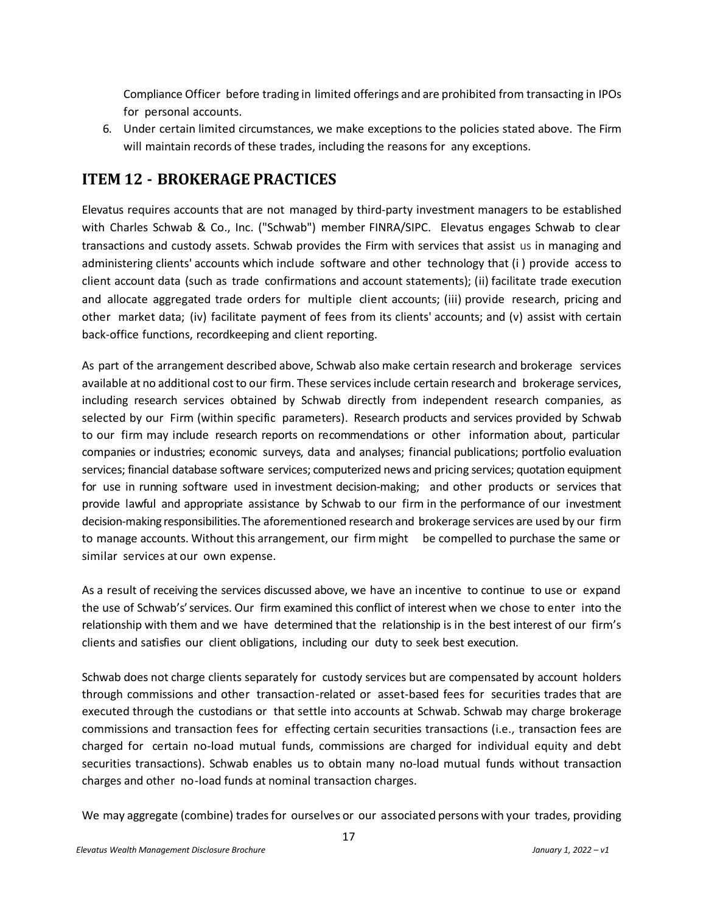Compliance Officer before trading in limited offerings and are prohibited from transacting in IPOs for personal accounts.

6. Under certain limited circumstances, we make exceptions to the policies stated above. The Firm will maintain records of these trades, including the reasons for any exceptions.

## ITEM 12 - BROKERAGE PRACTICES

Elevatus requires accounts that are not managed by third-party investment managers to be established with Charles Schwab & Co., Inc. ("Schwab") member FINRA/SIPC. Elevatus engages Schwab to clear transactions and custody assets. Schwab provides the Firm with services that assist us in managing and administering clients' accounts which include software and other technology that (i ) provide access to client account data (such as trade confirmations and account statements); (ii) facilitate trade execution and allocate aggregated trade orders for multiple client accounts; (iii) provide research, pricing and other market data; (iv) facilitate payment of fees from its clients' accounts; and (v) assist with certain back-office functions, recordkeeping and client reporting.

As part of the arrangement described above, Schwab also make certain research and brokerage services available at no additional cost to our firm. These services include certain research and brokerage services, including research services obtained by Schwab directly from independent research companies, as selected by our Firm (within specific parameters). Research products and services provided by Schwab to our firm may include research reports on recommendations or other information about, particular companies or industries; economic surveys, data and analyses; financial publications; portfolio evaluation services; financial database software services; computerized news and pricing services; quotation equipment for use in running software used in investment decision-making; and other products or services that provide lawful and appropriate assistance by Schwab to our firm in the performance of our investment decision-making responsibilities. The aforementioned research and brokerage services are used by our firm to manage accounts. Without this arrangement, our firm might be compelled to purchase the same or similar services at our own expense.

As a result of receiving the services discussed above, we have an incentive to continue to use or expand the use of Schwab's' services. Our firm examined this conflict of interest when we chose to enter into the relationship with them and we have determined that the relationship is in the best interest of our firm's clients and satisfies our client obligations, including our duty to seek best execution.

Schwab does not charge clients separately for custody services but are compensated by account holders through commissions and other transaction-related or asset-based fees for securities trades that are executed through the custodians or that settle into accounts at Schwab. Schwab may charge brokerage commissions and transaction fees for effecting certain securities transactions (i.e., transaction fees are charged for certain no-load mutual funds, commissions are charged for individual equity and debt securities transactions). Schwab enables us to obtain many no-load mutual funds without transaction charges and other no-load funds at nominal transaction charges.

We may aggregate (combine) trades for ourselves or our associated persons with your trades, providing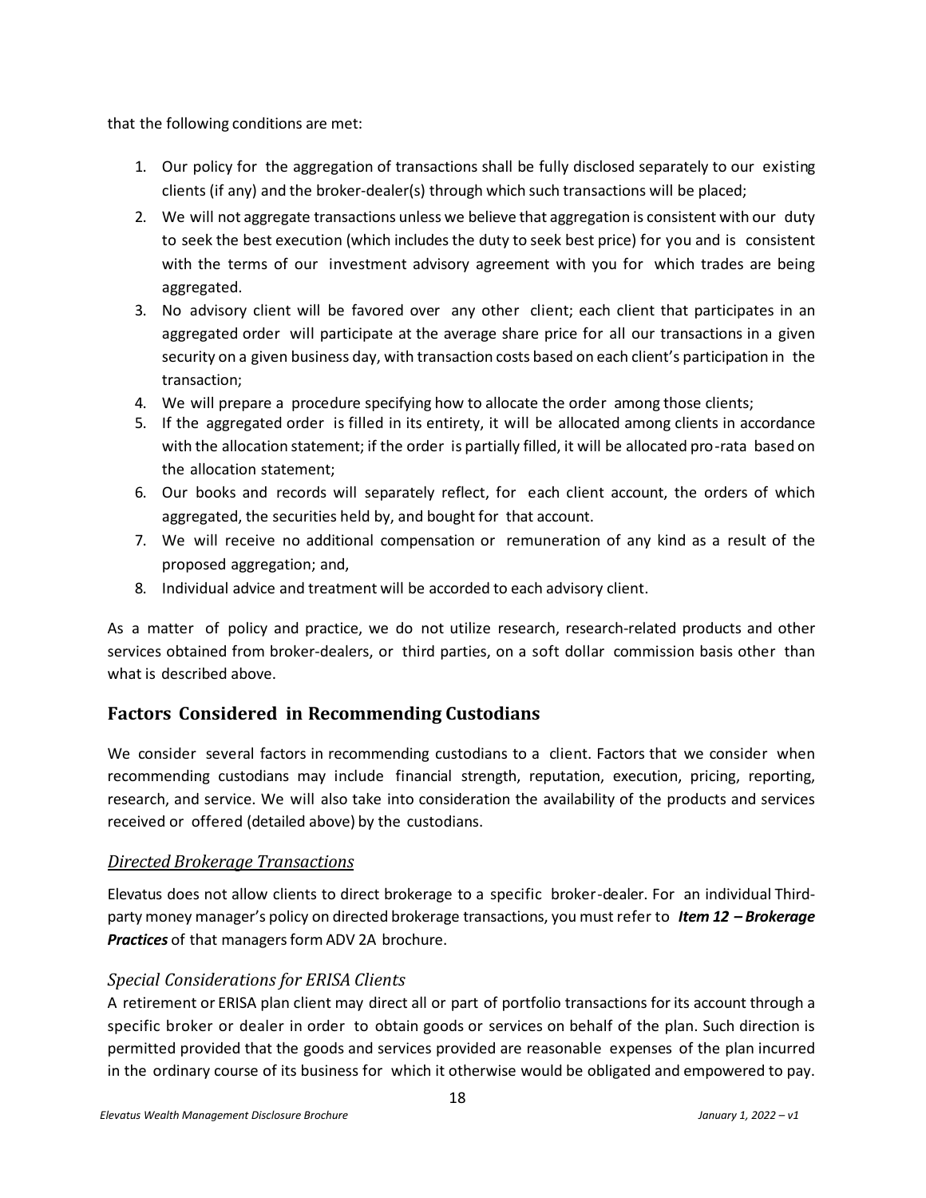that the following conditions are met:

1. Our policy for the aggregation of transactions shall be fully disclosed separately to our existing clients (if any) and the broker-dealer(s) through which such transactions will be placed;
2. We will not aggregate transactions unless we believe that aggregation is consistent with our duty to seek the best execution (which includes the duty to seek best price) for you and is consistent with the terms of our investment advisory agreement with you for which trades are being aggregated.
3. No advisory client will be favored over any other client; each client that participates in an aggregated order will participate at the average share price for all our transactions in a given security on a given business day, with transaction costs based on each client's participation in the transaction;
4. We will prepare a procedure specifying how to allocate the order among those clients;
5. If the aggregated order is filled in its entirety, it will be allocated among clients in accordance with the allocation statement; if the order is partially filled, it will be allocated pro-rata based on the allocation statement;
6. Our books and records will separately reflect, for each client account, the orders of which aggregated, the securities held by, and bought for that account.
7. We will receive no additional compensation or remuneration of any kind as a result of the proposed aggregation; and,
8. Individual advice and treatment will be accorded to each advisory client.

As a matter of policy and practice, we do not utilize research, research-related products and other services obtained from broker-dealers, or third parties, on a soft dollar commission basis other than what is described above.

## Factors Considered in Recommending Custodians

We consider several factors in recommending custodians to a client. Factors that we consider when recommending custodians may include financial strength, reputation, execution, pricing, reporting, research, and service. We will also take into consideration the availability of the products and services received or offered (detailed above) by the custodians.

### *Directed Brokerage Transactions*

Elevatus does not allow clients to direct brokerage to a specific broker-dealer. For an individual Third-party money manager's policy on directed brokerage transactions, you must refer to ***Item 12 – Brokerage Practices*** of that managers form ADV 2A brochure.

### *Special Considerations for ERISA Clients*

A retirement or ERISA plan client may direct all or part of portfolio transactions for its account through a specific broker or dealer in order to obtain goods or services on behalf of the plan. Such direction is permitted provided that the goods and services provided are reasonable expenses of the plan incurred in the ordinary course of its business for which it otherwise would be obligated and empowered to pay.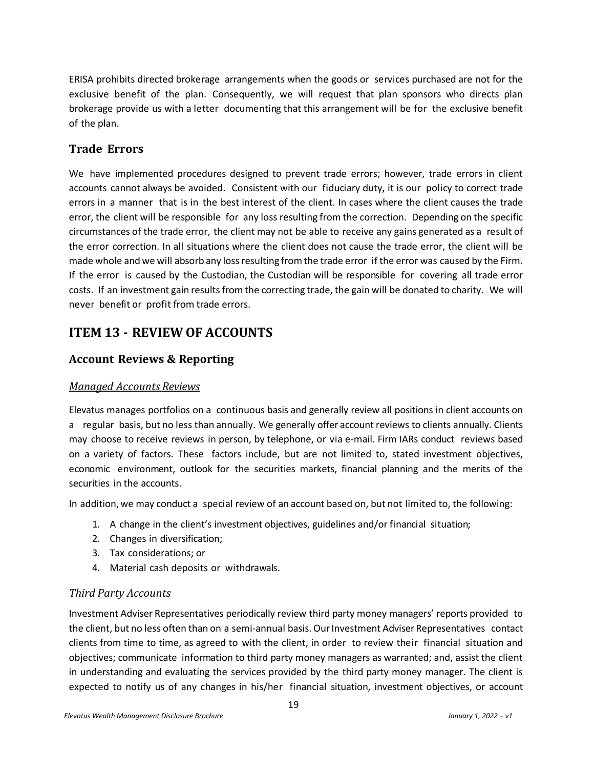ERISA prohibits directed brokerage arrangements when the goods or services purchased are not for the exclusive benefit of the plan. Consequently, we will request that plan sponsors who directs plan brokerage provide us with a letter documenting that this arrangement will be for the exclusive benefit of the plan.

## Trade Errors

We have implemented procedures designed to prevent trade errors; however, trade errors in client accounts cannot always be avoided. Consistent with our fiduciary duty, it is our policy to correct trade errors in a manner that is in the best interest of the client. In cases where the client causes the trade error, the client will be responsible for any loss resulting from the correction. Depending on the specific circumstances of the trade error, the client may not be able to receive any gains generated as a result of the error correction. In all situations where the client does not cause the trade error, the client will be made whole and we will absorb any loss resulting from the trade error if the error was caused by the Firm. If the error is caused by the Custodian, the Custodian will be responsible for covering all trade error costs. If an investment gain results from the correcting trade, the gain will be donated to charity. We will never benefit or profit from trade errors.

# ITEM 13 - REVIEW OF ACCOUNTS

## Account Reviews & Reporting

### *Managed Accounts Reviews*

Elevatus manages portfolios on a continuous basis and generally review all positions in client accounts on a regular basis, but no less than annually. We generally offer account reviews to clients annually. Clients may choose to receive reviews in person, by telephone, or via e-mail. Firm IARs conduct reviews based on a variety of factors. These factors include, but are not limited to, stated investment objectives, economic environment, outlook for the securities markets, financial planning and the merits of the securities in the accounts.

In addition, we may conduct a special review of an account based on, but not limited to, the following:

1. A change in the client's investment objectives, guidelines and/or financial situation;
2. Changes in diversification;
3. Tax considerations; or
4. Material cash deposits or withdrawals.

### *Third Party Accounts*

Investment Adviser Representatives periodically review third party money managers' reports provided to the client, but no less often than on a semi-annual basis. Our Investment Adviser Representatives contact clients from time to time, as agreed to with the client, in order to review their financial situation and objectives; communicate information to third party money managers as warranted; and, assist the client in understanding and evaluating the services provided by the third party money manager. The client is expected to notify us of any changes in his/her financial situation, investment objectives, or account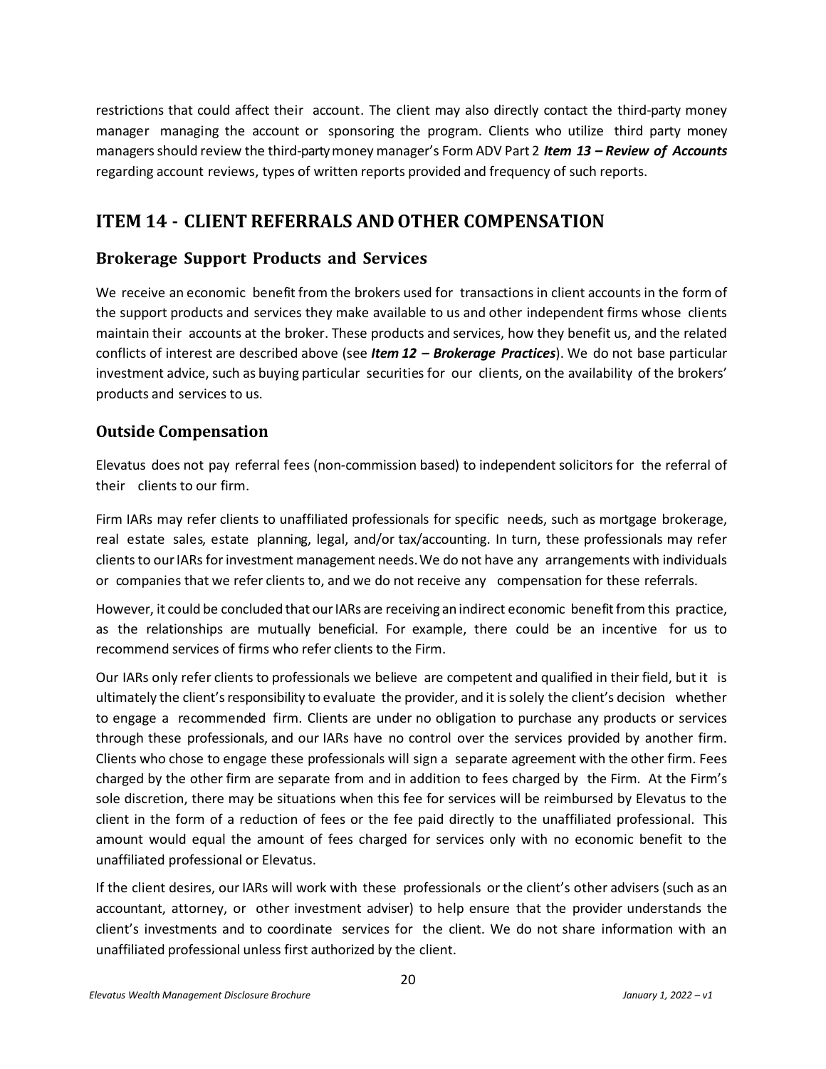restrictions that could affect their account. The client may also directly contact the third-party money manager managing the account or sponsoring the program. Clients who utilize third party money managers should review the third-party money manager's Form ADV Part 2 ***Item 13 – Review of Accounts*** regarding account reviews, types of written reports provided and frequency of such reports.

## ITEM 14 - CLIENT REFERRALS AND OTHER COMPENSATION

### Brokerage Support Products and Services

We receive an economic benefit from the brokers used for transactions in client accounts in the form of the support products and services they make available to us and other independent firms whose clients maintain their accounts at the broker. These products and services, how they benefit us, and the related conflicts of interest are described above (see ***Item 12 – Brokerage Practices***). We do not base particular investment advice, such as buying particular securities for our clients, on the availability of the brokers' products and services to us.

### Outside Compensation

Elevatus does not pay referral fees (non-commission based) to independent solicitors for the referral of their clients to our firm.

Firm IARs may refer clients to unaffiliated professionals for specific needs, such as mortgage brokerage, real estate sales, estate planning, legal, and/or tax/accounting. In turn, these professionals may refer clients to our IARs for investment management needs. We do not have any arrangements with individuals or companies that we refer clients to, and we do not receive any compensation for these referrals.

However, it could be concluded that our IARs are receiving an indirect economic benefit from this practice, as the relationships are mutually beneficial. For example, there could be an incentive for us to recommend services of firms who refer clients to the Firm.

Our IARs only refer clients to professionals we believe are competent and qualified in their field, but it is ultimately the client's responsibility to evaluate the provider, and it is solely the client's decision whether to engage a recommended firm. Clients are under no obligation to purchase any products or services through these professionals, and our IARs have no control over the services provided by another firm. Clients who chose to engage these professionals will sign a separate agreement with the other firm. Fees charged by the other firm are separate from and in addition to fees charged by the Firm. At the Firm's sole discretion, there may be situations when this fee for services will be reimbursed by Elevatus to the client in the form of a reduction of fees or the fee paid directly to the unaffiliated professional. This amount would equal the amount of fees charged for services only with no economic benefit to the unaffiliated professional or Elevatus.

If the client desires, our IARs will work with these professionals or the client's other advisers (such as an accountant, attorney, or other investment adviser) to help ensure that the provider understands the client's investments and to coordinate services for the client. We do not share information with an unaffiliated professional unless first authorized by the client.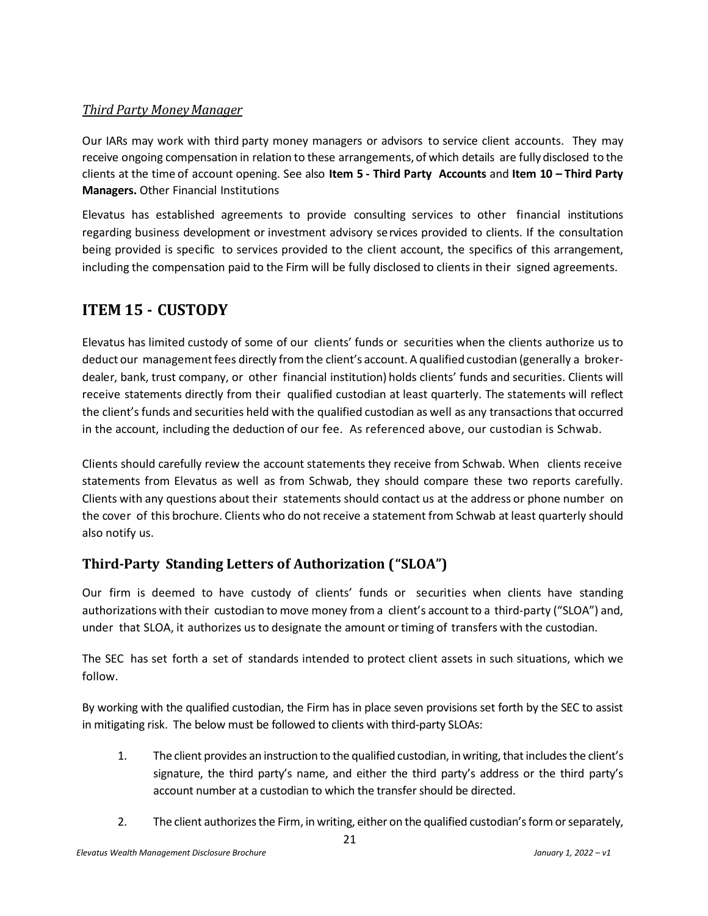*Third Party Money Manager*

Our IARs may work with third party money managers or advisors to service client accounts. They may receive ongoing compensation in relation to these arrangements, of which details are fully disclosed to the clients at the time of account opening. See also **Item 5 - Third Party Accounts** and **Item 10 – Third Party Managers.** Other Financial Institutions

Elevatus has established agreements to provide consulting services to other financial institutions regarding business development or investment advisory services provided to clients. If the consultation being provided is specific to services provided to the client account, the specifics of this arrangement, including the compensation paid to the Firm will be fully disclosed to clients in their signed agreements.

# ITEM 15 - CUSTODY

Elevatus has limited custody of some of our clients' funds or securities when the clients authorize us to deduct our management fees directly from the client's account. A qualified custodian (generally a broker-dealer, bank, trust company, or other financial institution) holds clients' funds and securities. Clients will receive statements directly from their qualified custodian at least quarterly. The statements will reflect the client's funds and securities held with the qualified custodian as well as any transactions that occurred in the account, including the deduction of our fee. As referenced above, our custodian is Schwab.

Clients should carefully review the account statements they receive from Schwab. When clients receive statements from Elevatus as well as from Schwab, they should compare these two reports carefully. Clients with any questions about their statements should contact us at the address or phone number on the cover of this brochure. Clients who do not receive a statement from Schwab at least quarterly should also notify us.

## Third-Party Standing Letters of Authorization ("SLOA")

Our firm is deemed to have custody of clients' funds or securities when clients have standing authorizations with their custodian to move money from a client's account to a third-party ("SLOA") and, under that SLOA, it authorizes us to designate the amount or timing of transfers with the custodian.

The SEC has set forth a set of standards intended to protect client assets in such situations, which we follow.

By working with the qualified custodian, the Firm has in place seven provisions set forth by the SEC to assist in mitigating risk. The below must be followed to clients with third-party SLOAs:

1. The client provides an instruction to the qualified custodian, in writing, that includes the client's signature, the third party's name, and either the third party's address or the third party's account number at a custodian to which the transfer should be directed.
2. The client authorizes the Firm, in writing, either on the qualified custodian's form or separately,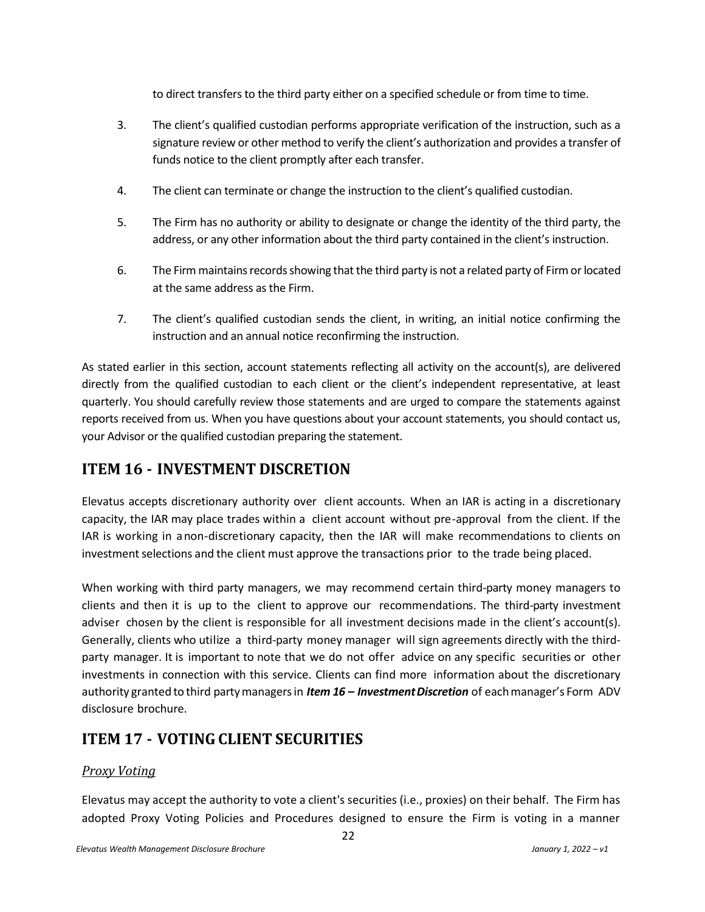to direct transfers to the third party either on a specified schedule or from time to time.

3. The client's qualified custodian performs appropriate verification of the instruction, such as a signature review or other method to verify the client's authorization and provides a transfer of funds notice to the client promptly after each transfer.

4. The client can terminate or change the instruction to the client's qualified custodian.

5. The Firm has no authority or ability to designate or change the identity of the third party, the address, or any other information about the third party contained in the client's instruction.

6. The Firm maintains records showing that the third party is not a related party of Firm or located at the same address as the Firm.

7. The client's qualified custodian sends the client, in writing, an initial notice confirming the instruction and an annual notice reconfirming the instruction.

As stated earlier in this section, account statements reflecting all activity on the account(s), are delivered directly from the qualified custodian to each client or the client's independent representative, at least quarterly. You should carefully review those statements and are urged to compare the statements against reports received from us. When you have questions about your account statements, you should contact us, your Advisor or the qualified custodian preparing the statement.

## ITEM 16 - INVESTMENT DISCRETION

Elevatus accepts discretionary authority over client accounts. When an IAR is acting in a discretionary capacity, the IAR may place trades within a client account without pre-approval from the client. If the IAR is working in a non-discretionary capacity, then the IAR will make recommendations to clients on investment selections and the client must approve the transactions prior to the trade being placed.

When working with third party managers, we may recommend certain third-party money managers to clients and then it is up to the client to approve our recommendations. The third-party investment adviser chosen by the client is responsible for all investment decisions made in the client's account(s). Generally, clients who utilize a third-party money manager will sign agreements directly with the third-party manager. It is important to note that we do not offer advice on any specific securities or other investments in connection with this service. Clients can find more information about the discretionary authority granted to third party managers in ***Item 16 – Investment Discretion*** of each manager's Form ADV disclosure brochure.

## ITEM 17 - VOTING CLIENT SECURITIES

### *Proxy Voting*

Elevatus may accept the authority to vote a client's securities (i.e., proxies) on their behalf. The Firm has adopted Proxy Voting Policies and Procedures designed to ensure the Firm is voting in a manner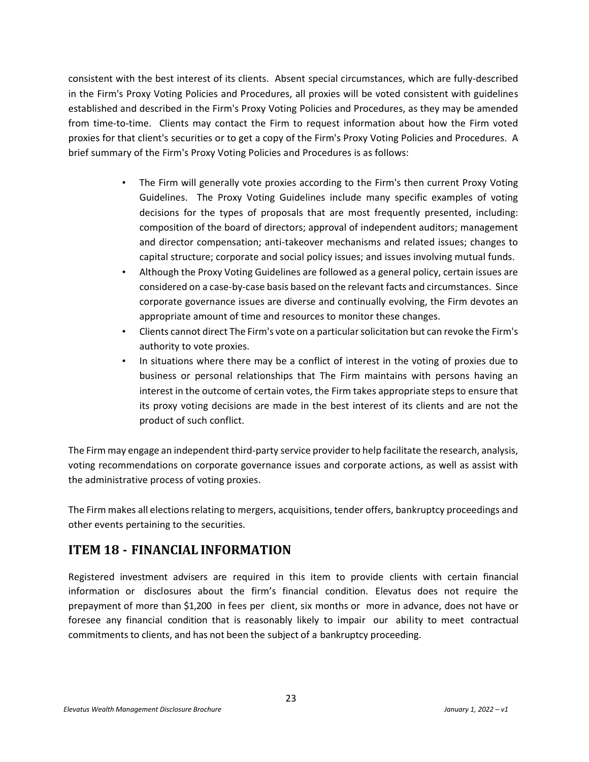consistent with the best interest of its clients. Absent special circumstances, which are fully-described in the Firm's Proxy Voting Policies and Procedures, all proxies will be voted consistent with guidelines established and described in the Firm's Proxy Voting Policies and Procedures, as they may be amended from time-to-time. Clients may contact the Firm to request information about how the Firm voted proxies for that client's securities or to get a copy of the Firm's Proxy Voting Policies and Procedures. A brief summary of the Firm's Proxy Voting Policies and Procedures is as follows:

- The Firm will generally vote proxies according to the Firm's then current Proxy Voting Guidelines. The Proxy Voting Guidelines include many specific examples of voting decisions for the types of proposals that are most frequently presented, including: composition of the board of directors; approval of independent auditors; management and director compensation; anti-takeover mechanisms and related issues; changes to capital structure; corporate and social policy issues; and issues involving mutual funds.
- Although the Proxy Voting Guidelines are followed as a general policy, certain issues are considered on a case-by-case basis based on the relevant facts and circumstances. Since corporate governance issues are diverse and continually evolving, the Firm devotes an appropriate amount of time and resources to monitor these changes.
- Clients cannot direct The Firm's vote on a particular solicitation but can revoke the Firm's authority to vote proxies.
- In situations where there may be a conflict of interest in the voting of proxies due to business or personal relationships that The Firm maintains with persons having an interest in the outcome of certain votes, the Firm takes appropriate steps to ensure that its proxy voting decisions are made in the best interest of its clients and are not the product of such conflict.

The Firm may engage an independent third-party service provider to help facilitate the research, analysis, voting recommendations on corporate governance issues and corporate actions, as well as assist with the administrative process of voting proxies.

The Firm makes all elections relating to mergers, acquisitions, tender offers, bankruptcy proceedings and other events pertaining to the securities.

## ITEM 18 - FINANCIAL INFORMATION

Registered investment advisers are required in this item to provide clients with certain financial information or disclosures about the firm's financial condition. Elevatus does not require the prepayment of more than $1,200 in fees per client, six months or more in advance, does not have or foresee any financial condition that is reasonably likely to impair our ability to meet contractual commitments to clients, and has not been the subject of a bankruptcy proceeding.